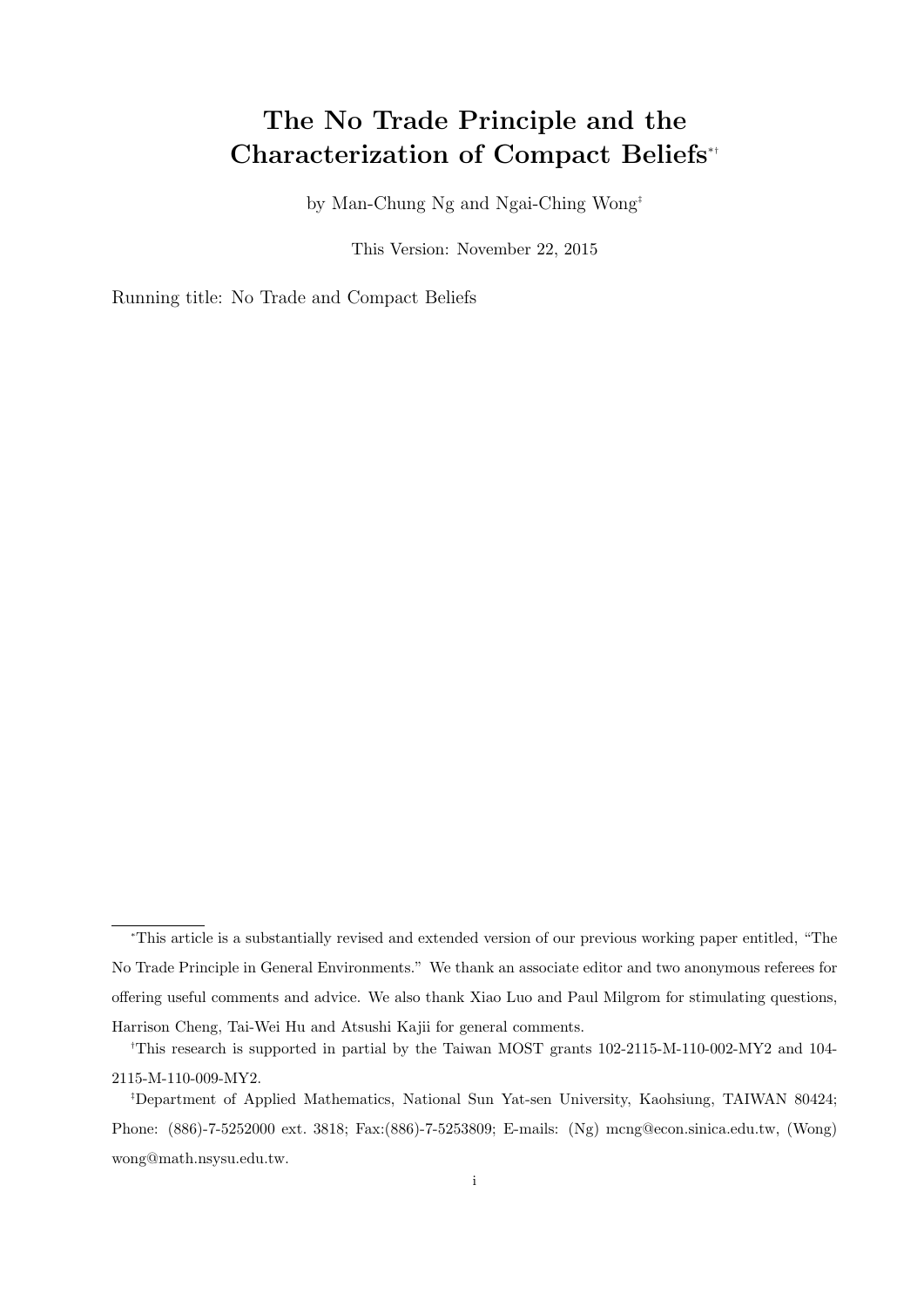# The No Trade Principle and the Characterization of Compact Beliefs[*†]

by Man-Chung Ng and Ngai-Ching Wong[‡]

This Version: November 22, 2015

Running title: No Trade and Compact Beliefs

---

[*]This article is a substantially revised and extended version of our previous working paper entitled, "The No Trade Principle in General Environments." We thank an associate editor and two anonymous referees for offering useful comments and advice. We also thank Xiao Luo and Paul Milgrom for stimulating questions, Harrison Cheng, Tai-Wei Hu and Atsushi Kajii for general comments.

[†]This research is supported in partial by the Taiwan MOST grants 102-2115-M-110-002-MY2 and 104-2115-M-110-009-MY2.

[‡]Department of Applied Mathematics, National Sun Yat-sen University, Kaohsiung, TAIWAN 80424; Phone: (886)-7-5252000 ext. 3818; Fax:(886)-7-5253809; E-mails: (Ng) mcng@econ.sinica.edu.tw, (Wong) wong@math.nsysu.edu.tw.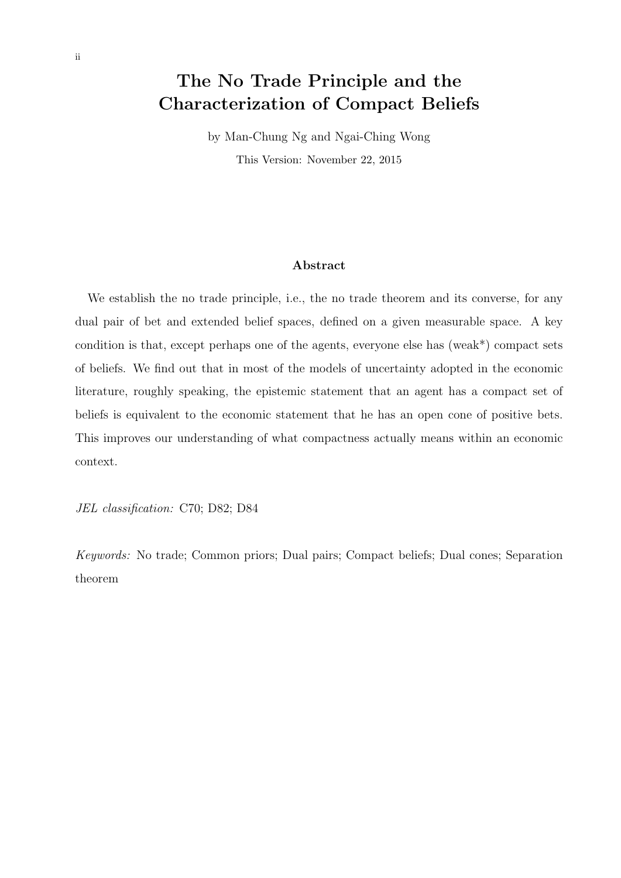# The No Trade Principle and the Characterization of Compact Beliefs

by Man-Chung Ng and Ngai-Ching Wong

This Version: November 22, 2015

### Abstract

We establish the no trade principle, i.e., the no trade theorem and its converse, for any dual pair of bet and extended belief spaces, defined on a given measurable space. A key condition is that, except perhaps one of the agents, everyone else has (weak*) compact sets of beliefs. We find out that in most of the models of uncertainty adopted in the economic literature, roughly speaking, the epistemic statement that an agent has a compact set of beliefs is equivalent to the economic statement that he has an open cone of positive bets. This improves our understanding of what compactness actually means within an economic context.

*JEL classification:* C70; D82; D84

*Keywords:* No trade; Common priors; Dual pairs; Compact beliefs; Dual cones; Separation theorem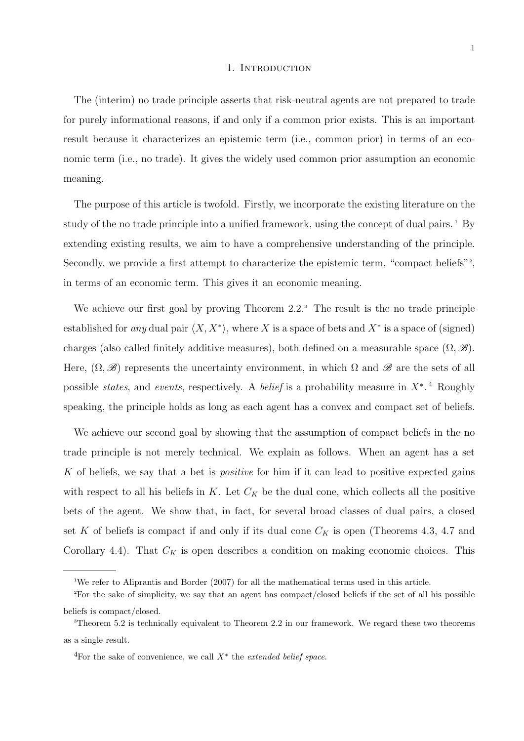# 1. Introduction

The (interim) no trade principle asserts that risk-neutral agents are not prepared to trade for purely informational reasons, if and only if a common prior exists. This is an important result because it characterizes an epistemic term (i.e., common prior) in terms of an economic term (i.e., no trade). It gives the widely used common prior assumption an economic meaning.

The purpose of this article is twofold. Firstly, we incorporate the existing literature on the study of the no trade principle into a unified framework, using the concept of dual pairs. [1] By extending existing results, we aim to have a comprehensive understanding of the principle. Secondly, we provide a first attempt to characterize the epistemic term, "compact beliefs"[2], in terms of an economic term. This gives it an economic meaning.

We achieve our first goal by proving Theorem 2.2.[3] The result is the no trade principle established for *any* dual pair $\langle X, X^* \rangle$, where $X$ is a space of bets and $X^*$ is a space of (signed) charges (also called finitely additive measures), both defined on a measurable space $(\Omega, \mathscr{B})$. Here, $(\Omega, \mathscr{B})$ represents the uncertainty environment, in which $\Omega$ and $\mathscr{B}$ are the sets of all possible *states*, and *events*, respectively. A *belief* is a probability measure in $X^*$. [4] Roughly speaking, the principle holds as long as each agent has a convex and compact set of beliefs.

We achieve our second goal by showing that the assumption of compact beliefs in the no trade principle is not merely technical. We explain as follows. When an agent has a set $K$ of beliefs, we say that a bet is *positive* for him if it can lead to positive expected gains with respect to all his beliefs in $K$. Let $C_K$ be the dual cone, which collects all the positive bets of the agent. We show that, in fact, for several broad classes of dual pairs, a closed set $K$ of beliefs is compact if and only if its dual cone $C_K$ is open (Theorems 4.3, 4.7 and Corollary 4.4). That $C_K$ is open describes a condition on making economic choices. This

---

[1] We refer to Aliprantis and Border (2007) for all the mathematical terms used in this article.

[2] For the sake of simplicity, we say that an agent has compact/closed beliefs if the set of all his possible beliefs is compact/closed.

[3] Theorem 5.2 is technically equivalent to Theorem 2.2 in our framework. We regard these two theorems as a single result.

[4] For the sake of convenience, we call $X^*$ the *extended belief space*.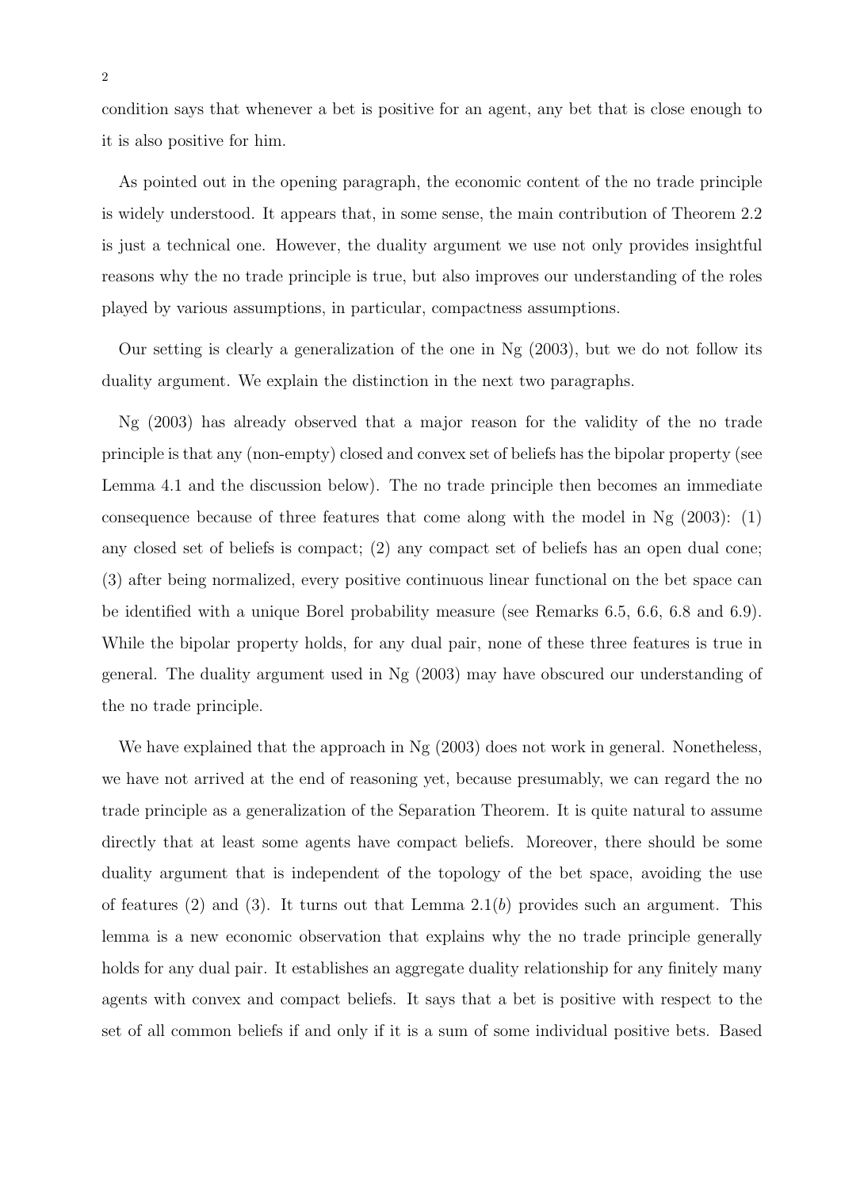condition says that whenever a bet is positive for an agent, any bet that is close enough to it is also positive for him.

As pointed out in the opening paragraph, the economic content of the no trade principle is widely understood. It appears that, in some sense, the main contribution of Theorem 2.2 is just a technical one. However, the duality argument we use not only provides insightful reasons why the no trade principle is true, but also improves our understanding of the roles played by various assumptions, in particular, compactness assumptions.

Our setting is clearly a generalization of the one in Ng (2003), but we do not follow its duality argument. We explain the distinction in the next two paragraphs.

Ng (2003) has already observed that a major reason for the validity of the no trade principle is that any (non-empty) closed and convex set of beliefs has the bipolar property (see Lemma 4.1 and the discussion below). The no trade principle then becomes an immediate consequence because of three features that come along with the model in Ng (2003): (1) any closed set of beliefs is compact; (2) any compact set of beliefs has an open dual cone; (3) after being normalized, every positive continuous linear functional on the bet space can be identified with a unique Borel probability measure (see Remarks 6.5, 6.6, 6.8 and 6.9). While the bipolar property holds, for any dual pair, none of these three features is true in general. The duality argument used in Ng (2003) may have obscured our understanding of the no trade principle.

We have explained that the approach in Ng (2003) does not work in general. Nonetheless, we have not arrived at the end of reasoning yet, because presumably, we can regard the no trade principle as a generalization of the Separation Theorem. It is quite natural to assume directly that at least some agents have compact beliefs. Moreover, there should be some duality argument that is independent of the topology of the bet space, avoiding the use of features (2) and (3). It turns out that Lemma 2.1($b$) provides such an argument. This lemma is a new economic observation that explains why the no trade principle generally holds for any dual pair. It establishes an aggregate duality relationship for any finitely many agents with convex and compact beliefs. It says that a bet is positive with respect to the set of all common beliefs if and only if it is a sum of some individual positive bets. Based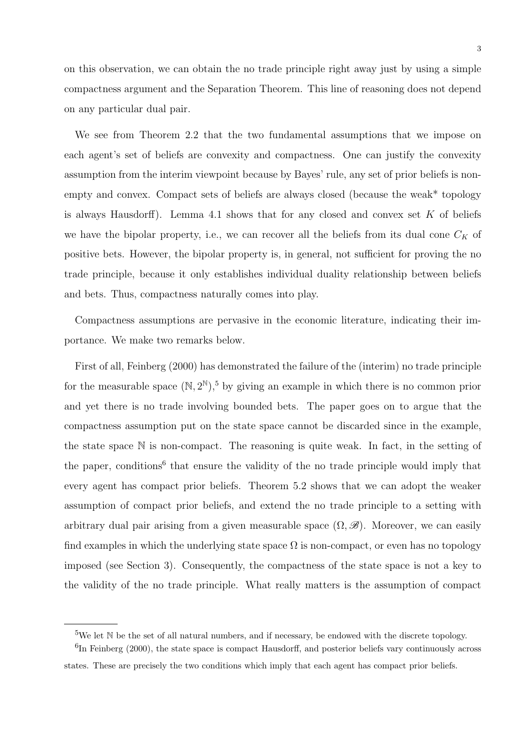on this observation, we can obtain the no trade principle right away just by using a simple compactness argument and the Separation Theorem. This line of reasoning does not depend on any particular dual pair.

We see from Theorem 2.2 that the two fundamental assumptions that we impose on each agent's set of beliefs are convexity and compactness. One can justify the convexity assumption from the interim viewpoint because by Bayes' rule, any set of prior beliefs is non-empty and convex. Compact sets of beliefs are always closed (because the weak* topology is always Hausdorff). Lemma 4.1 shows that for any closed and convex set $K$ of beliefs we have the bipolar property, i.e., we can recover all the beliefs from its dual cone $C_K$ of positive bets. However, the bipolar property is, in general, not sufficient for proving the no trade principle, because it only establishes individual duality relationship between beliefs and bets. Thus, compactness naturally comes into play.

Compactness assumptions are pervasive in the economic literature, indicating their importance. We make two remarks below.

First of all, Feinberg (2000) has demonstrated the failure of the (interim) no trade principle for the measurable space $(\mathbb{N}, 2^{\mathbb{N}})$,[5] by giving an example in which there is no common prior and yet there is no trade involving bounded bets. The paper goes on to argue that the compactness assumption put on the state space cannot be discarded since in the example, the state space $\mathbb{N}$ is non-compact. The reasoning is quite weak. In fact, in the setting of the paper, conditions[6] that ensure the validity of the no trade principle would imply that every agent has compact prior beliefs. Theorem 5.2 shows that we can adopt the weaker assumption of compact prior beliefs, and extend the no trade principle to a setting with arbitrary dual pair arising from a given measurable space $(\Omega, \mathscr{B})$. Moreover, we can easily find examples in which the underlying state space $\Omega$ is non-compact, or even has no topology imposed (see Section 3). Consequently, the compactness of the state space is not a key to the validity of the no trade principle. What really matters is the assumption of compact

[5] We let $\mathbb{N}$ be the set of all natural numbers, and if necessary, be endowed with the discrete topology.

[6] In Feinberg (2000), the state space is compact Hausdorff, and posterior beliefs vary continuously across states. These are precisely the two conditions which imply that each agent has compact prior beliefs.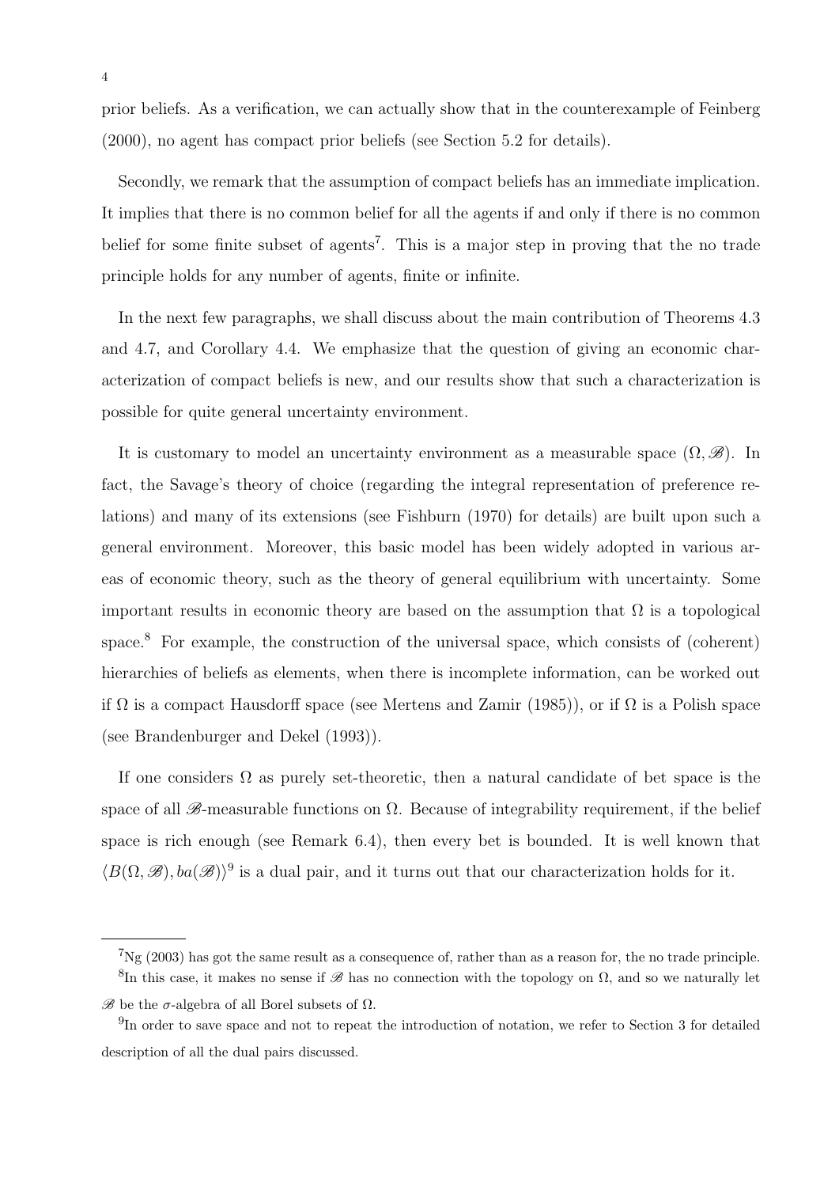prior beliefs. As a verification, we can actually show that in the counterexample of Feinberg (2000), no agent has compact prior beliefs (see Section 5.2 for details).

Secondly, we remark that the assumption of compact beliefs has an immediate implication. It implies that there is no common belief for all the agents if and only if there is no common belief for some finite subset of agents[7]. This is a major step in proving that the no trade principle holds for any number of agents, finite or infinite.

In the next few paragraphs, we shall discuss about the main contribution of Theorems 4.3 and 4.7, and Corollary 4.4. We emphasize that the question of giving an economic characterization of compact beliefs is new, and our results show that such a characterization is possible for quite general uncertainty environment.

It is customary to model an uncertainty environment as a measurable space $(\Omega, \mathscr{B})$. In fact, the Savage's theory of choice (regarding the integral representation of preference relations) and many of its extensions (see Fishburn (1970) for details) are built upon such a general environment. Moreover, this basic model has been widely adopted in various areas of economic theory, such as the theory of general equilibrium with uncertainty. Some important results in economic theory are based on the assumption that $\Omega$ is a topological space.[8] For example, the construction of the universal space, which consists of (coherent) hierarchies of beliefs as elements, when there is incomplete information, can be worked out if $\Omega$ is a compact Hausdorff space (see Mertens and Zamir (1985)), or if $\Omega$ is a Polish space (see Brandenburger and Dekel (1993)).

If one considers $\Omega$ as purely set-theoretic, then a natural candidate of bet space is the space of all $\mathscr{B}$-measurable functions on $\Omega$. Because of integrability requirement, if the belief space is rich enough (see Remark 6.4), then every bet is bounded. It is well known that $\langle B(\Omega, \mathscr{B}), ba(\mathscr{B})\rangle$[9] is a dual pair, and it turns out that our characterization holds for it.

---

[7] Ng (2003) has got the same result as a consequence of, rather than as a reason for, the no trade principle.

[8] In this case, it makes no sense if $\mathscr{B}$ has no connection with the topology on $\Omega$, and so we naturally let $\mathscr{B}$ be the $\sigma$-algebra of all Borel subsets of $\Omega$.

[9] In order to save space and not to repeat the introduction of notation, we refer to Section 3 for detailed description of all the dual pairs discussed.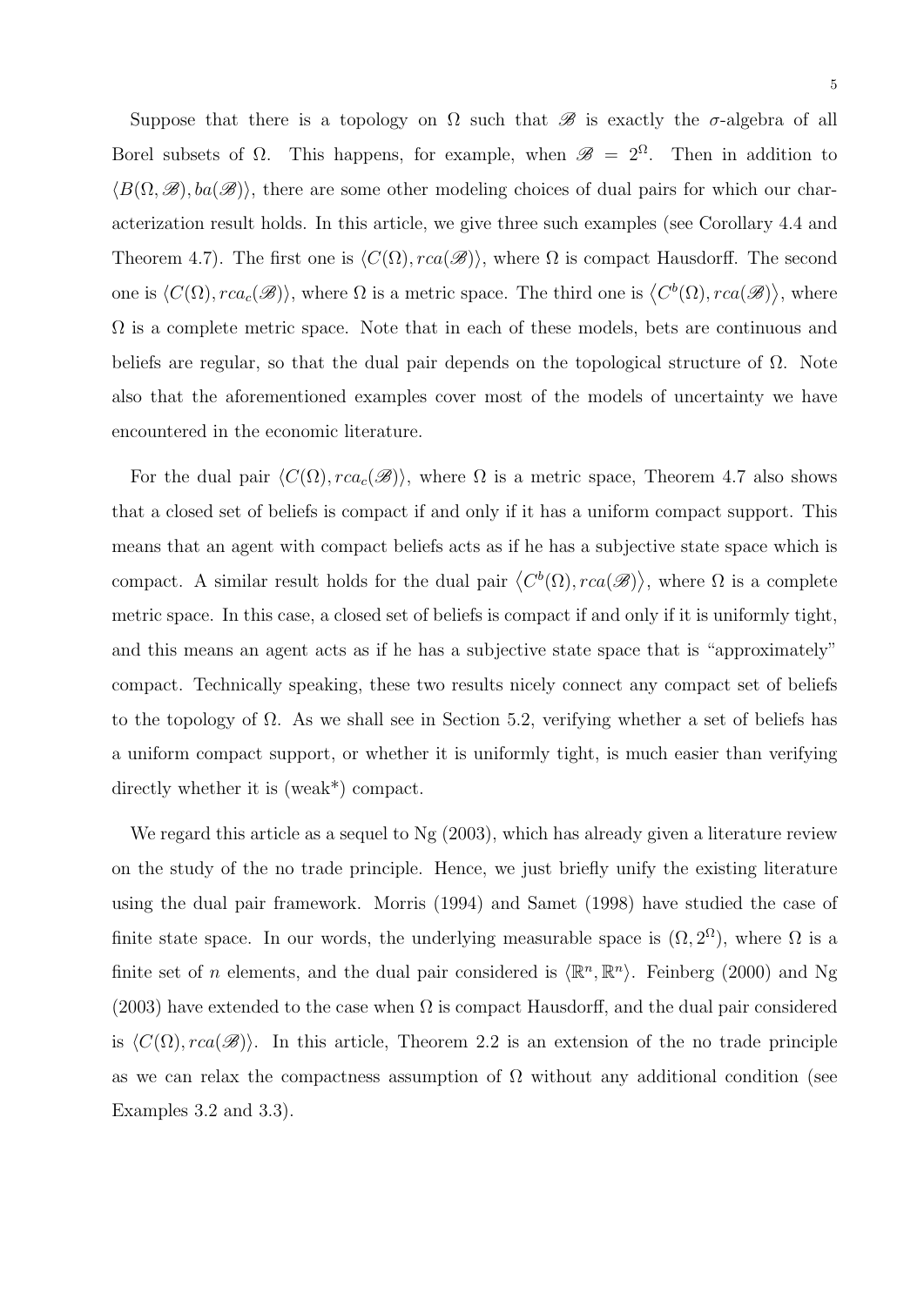Suppose that there is a topology on $\Omega$ such that $\mathscr{B}$ is exactly the $\sigma$-algebra of all Borel subsets of $\Omega$. This happens, for example, when $\mathscr{B} = 2^{\Omega}$. Then in addition to $\langle B(\Omega, \mathscr{B}), ba(\mathscr{B})\rangle$, there are some other modeling choices of dual pairs for which our characterization result holds. In this article, we give three such examples (see Corollary 4.4 and Theorem 4.7). The first one is $\langle C(\Omega), rca(\mathscr{B})\rangle$, where $\Omega$ is compact Hausdorff. The second one is $\langle C(\Omega), rca_c(\mathscr{B})\rangle$, where $\Omega$ is a metric space. The third one is $\langle C^b(\Omega), rca(\mathscr{B})\rangle$, where $\Omega$ is a complete metric space. Note that in each of these models, bets are continuous and beliefs are regular, so that the dual pair depends on the topological structure of $\Omega$. Note also that the aforementioned examples cover most of the models of uncertainty we have encountered in the economic literature.

For the dual pair $\langle C(\Omega), rca_c(\mathscr{B})\rangle$, where $\Omega$ is a metric space, Theorem 4.7 also shows that a closed set of beliefs is compact if and only if it has a uniform compact support. This means that an agent with compact beliefs acts as if he has a subjective state space which is compact. A similar result holds for the dual pair $\langle C^b(\Omega), rca(\mathscr{B})\rangle$, where $\Omega$ is a complete metric space. In this case, a closed set of beliefs is compact if and only if it is uniformly tight, and this means an agent acts as if he has a subjective state space that is "approximately" compact. Technically speaking, these two results nicely connect any compact set of beliefs to the topology of $\Omega$. As we shall see in Section 5.2, verifying whether a set of beliefs has a uniform compact support, or whether it is uniformly tight, is much easier than verifying directly whether it is (weak*) compact.

We regard this article as a sequel to Ng (2003), which has already given a literature review on the study of the no trade principle. Hence, we just briefly unify the existing literature using the dual pair framework. Morris (1994) and Samet (1998) have studied the case of finite state space. In our words, the underlying measurable space is $(\Omega, 2^{\Omega})$, where $\Omega$ is a finite set of $n$ elements, and the dual pair considered is $\langle \mathbb{R}^n, \mathbb{R}^n\rangle$. Feinberg (2000) and Ng (2003) have extended to the case when $\Omega$ is compact Hausdorff, and the dual pair considered is $\langle C(\Omega), rca(\mathscr{B})\rangle$. In this article, Theorem 2.2 is an extension of the no trade principle as we can relax the compactness assumption of $\Omega$ without any additional condition (see Examples 3.2 and 3.3).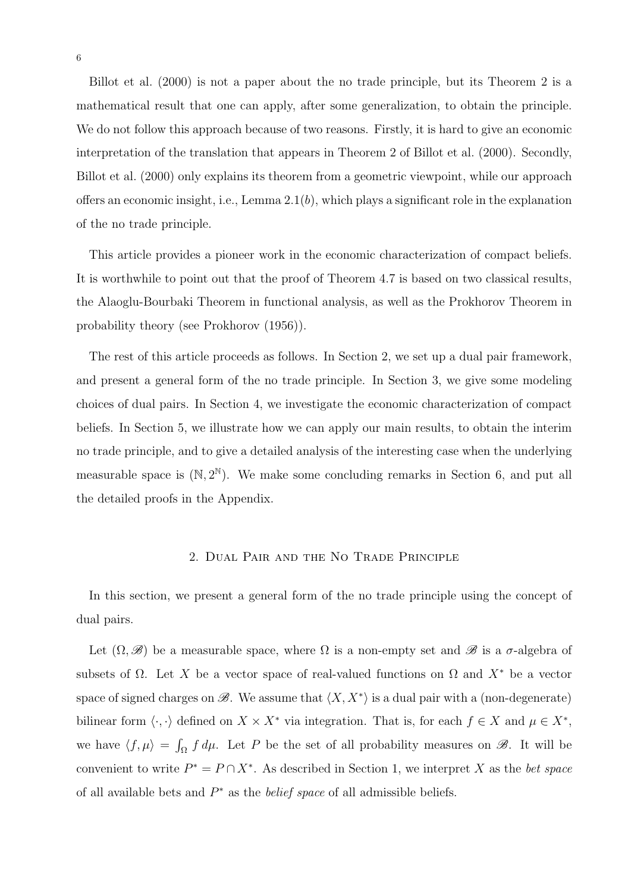Billot et al. (2000) is not a paper about the no trade principle, but its Theorem 2 is a mathematical result that one can apply, after some generalization, to obtain the principle. We do not follow this approach because of two reasons. Firstly, it is hard to give an economic interpretation of the translation that appears in Theorem 2 of Billot et al. (2000). Secondly, Billot et al. (2000) only explains its theorem from a geometric viewpoint, while our approach offers an economic insight, i.e., Lemma 2.1($b$), which plays a significant role in the explanation of the no trade principle.

This article provides a pioneer work in the economic characterization of compact beliefs. It is worthwhile to point out that the proof of Theorem 4.7 is based on two classical results, the Alaoglu-Bourbaki Theorem in functional analysis, as well as the Prokhorov Theorem in probability theory (see Prokhorov (1956)).

The rest of this article proceeds as follows. In Section 2, we set up a dual pair framework, and present a general form of the no trade principle. In Section 3, we give some modeling choices of dual pairs. In Section 4, we investigate the economic characterization of compact beliefs. In Section 5, we illustrate how we can apply our main results, to obtain the interim no trade principle, and to give a detailed analysis of the interesting case when the underlying measurable space is $(\mathbb{N}, 2^{\mathbb{N}})$. We make some concluding remarks in Section 6, and put all the detailed proofs in the Appendix.

## 2. Dual Pair and the No Trade Principle

In this section, we present a general form of the no trade principle using the concept of dual pairs.

Let $(\Omega, \mathscr{B})$ be a measurable space, where $\Omega$ is a non-empty set and $\mathscr{B}$ is a $\sigma$-algebra of subsets of $\Omega$. Let $X$ be a vector space of real-valued functions on $\Omega$ and $X^*$ be a vector space of signed charges on $\mathscr{B}$. We assume that $\langle X, X^* \rangle$ is a dual pair with a (non-degenerate) bilinear form $\langle \cdot, \cdot \rangle$ defined on $X \times X^*$ via integration. That is, for each $f \in X$ and $\mu \in X^*$, we have $\langle f, \mu \rangle = \int_\Omega f \, d\mu$. Let $P$ be the set of all probability measures on $\mathscr{B}$. It will be convenient to write $P^* = P \cap X^*$. As described in Section 1, we interpret $X$ as the *bet space* of all available bets and $P^*$ as the *belief space* of all admissible beliefs.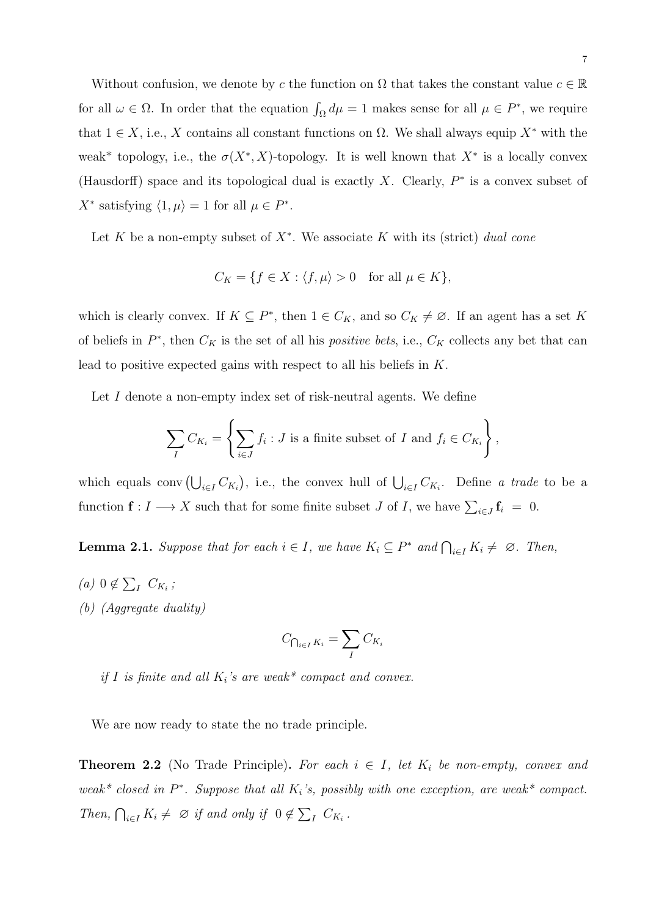Without confusion, we denote by $c$ the function on $\Omega$ that takes the constant value $c \in \mathbb{R}$ for all $\omega \in \Omega$. In order that the equation $\int_\Omega d\mu = 1$ makes sense for all $\mu \in P^*$, we require that $1 \in X$, i.e., $X$ contains all constant functions on $\Omega$. We shall always equip $X^*$ with the weak* topology, i.e., the $\sigma(X^*, X)$-topology. It is well known that $X^*$ is a locally convex (Hausdorff) space and its topological dual is exactly $X$. Clearly, $P^*$ is a convex subset of $X^*$ satisfying $\langle 1, \mu \rangle = 1$ for all $\mu \in P^*$.

Let $K$ be a non-empty subset of $X^*$. We associate $K$ with its (strict) *dual cone*

$$C_K = \{f \in X : \langle f, \mu \rangle > 0 \quad \text{for all } \mu \in K\},$$

which is clearly convex. If $K \subseteq P^*$, then $1 \in C_K$, and so $C_K \neq \varnothing$. If an agent has a set $K$ of beliefs in $P^*$, then $C_K$ is the set of all his *positive bets*, i.e., $C_K$ collects any bet that can lead to positive expected gains with respect to all his beliefs in $K$.

Let $I$ denote a non-empty index set of risk-neutral agents. We define

$$\sum_I C_{K_i} = \left\{ \sum_{i \in J} f_i : J \text{ is a finite subset of } I \text{ and } f_i \in C_{K_i} \right\},$$

which equals $\operatorname{conv}\left(\bigcup_{i\in I} C_{K_i}\right)$, i.e., the convex hull of $\bigcup_{i\in I} C_{K_i}$. Define *a trade* to be a function $\mathbf{f} : I \longrightarrow X$ such that for some finite subset $J$ of $I$, we have $\sum_{i\in J} \mathbf{f}_i = 0$.

**Lemma 2.1.** *Suppose that for each $i \in I$, we have $K_i \subseteq P^*$ and $\bigcap_{i\in I} K_i \neq \varnothing$. Then,*

*(a)* $0 \notin \sum_I C_{K_i}$;

*(b) (Aggregate duality)*

$$C_{\bigcap_{i\in I} K_i} = \sum_I C_{K_i}$$

*if $I$ is finite and all $K_i$'s are weak\* compact and convex.*

We are now ready to state the no trade principle.

**Theorem 2.2** (No Trade Principle)**.** *For each $i \in I$, let $K_i$ be non-empty, convex and weak\* closed in $P^*$. Suppose that all $K_i$'s, possibly with one exception, are weak\* compact. Then, $\bigcap_{i\in I} K_i \neq \varnothing$ if and only if $0 \notin \sum_I C_{K_i}$.*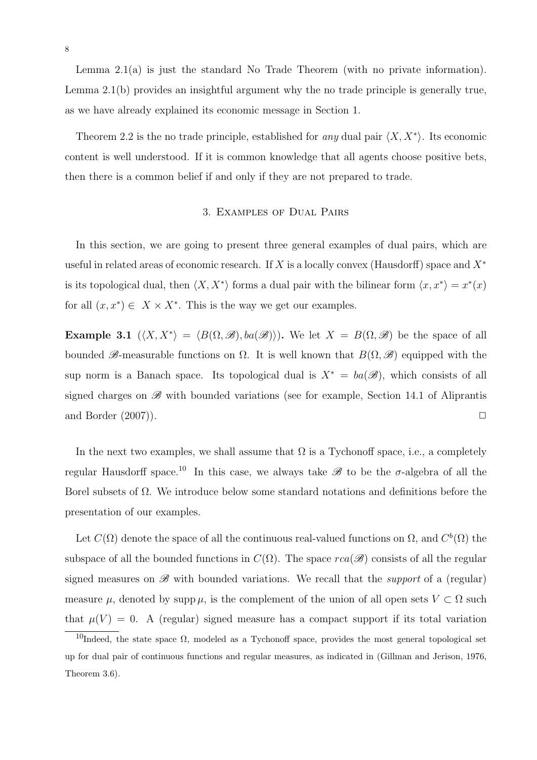Lemma 2.1(a) is just the standard No Trade Theorem (with no private information). Lemma 2.1(b) provides an insightful argument why the no trade principle is generally true, as we have already explained its economic message in Section 1.

Theorem 2.2 is the no trade principle, established for *any* dual pair $\langle X, X^* \rangle$. Its economic content is well understood. If it is common knowledge that all agents choose positive bets, then there is a common belief if and only if they are not prepared to trade.

## 3. Examples of Dual Pairs

In this section, we are going to present three general examples of dual pairs, which are useful in related areas of economic research. If $X$ is a locally convex (Hausdorff) space and $X^*$ is its topological dual, then $\langle X, X^* \rangle$ forms a dual pair with the bilinear form $\langle x, x^* \rangle = x^*(x)$ for all $(x, x^*) \in X \times X^*$. This is the way we get our examples.

**Example 3.1** **($\langle X, X^* \rangle = \langle B(\Omega, \mathscr{B}), ba(\mathscr{B}) \rangle$).** We let $X = B(\Omega, \mathscr{B})$ be the space of all bounded $\mathscr{B}$-measurable functions on $\Omega$. It is well known that $B(\Omega, \mathscr{B})$ equipped with the sup norm is a Banach space. Its topological dual is $X^* = ba(\mathscr{B})$, which consists of all signed charges on $\mathscr{B}$ with bounded variations (see for example, Section 14.1 of Aliprantis and Border (2007)). □

In the next two examples, we shall assume that $\Omega$ is a Tychonoff space, i.e., a completely regular Hausdorff space.[10] In this case, we always take $\mathscr{B}$ to be the $\sigma$-algebra of all the Borel subsets of $\Omega$. We introduce below some standard notations and definitions before the presentation of our examples.

Let $C(\Omega)$ denote the space of all the continuous real-valued functions on $\Omega$, and $C^b(\Omega)$ the subspace of all the bounded functions in $C(\Omega)$. The space $rca(\mathscr{B})$ consists of all the regular signed measures on $\mathscr{B}$ with bounded variations. We recall that the *support* of a (regular) measure $\mu$, denoted by $\operatorname{supp} \mu$, is the complement of the union of all open sets $V \subset \Omega$ such that $\mu(V) = 0$. A (regular) signed measure has a compact support if its total variation

[10] Indeed, the state space $\Omega$, modeled as a Tychonoff space, provides the most general topological set up for dual pair of continuous functions and regular measures, as indicated in (Gillman and Jerison, 1976, Theorem 3.6).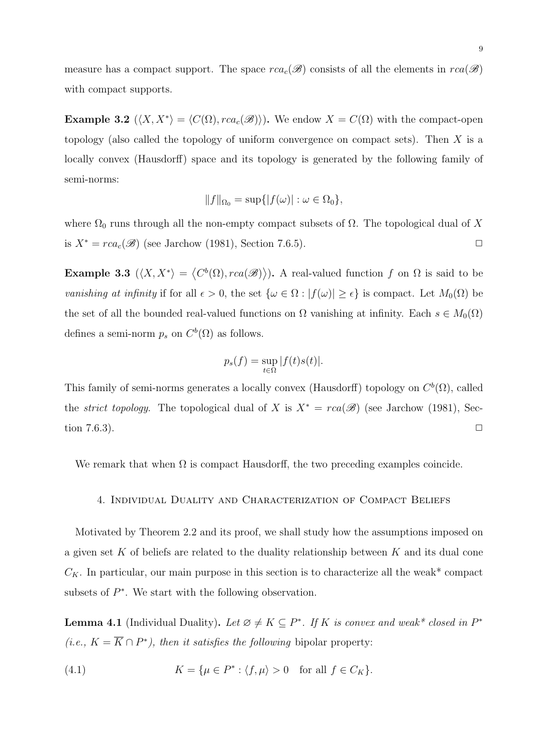measure has a compact support. The space $rca_c(\mathscr{B})$ consists of all the elements in $rca(\mathscr{B})$ with compact supports.

**Example 3.2** ($\langle X, X^* \rangle = \langle C(\Omega), rca_c(\mathscr{B}) \rangle$)**.** We endow $X = C(\Omega)$ with the compact-open topology (also called the topology of uniform convergence on compact sets). Then $X$ is a locally convex (Hausdorff) space and its topology is generated by the following family of semi-norms:

$$\|f\|_{\Omega_0} = \sup\{|f(\omega)| : \omega \in \Omega_0\},$$

where $\Omega_0$ runs through all the non-empty compact subsets of $\Omega$. The topological dual of $X$ is $X^* = rca_c(\mathscr{B})$ (see Jarchow (1981), Section 7.6.5). □

**Example 3.3** ($\langle X, X^* \rangle = \langle C^b(\Omega), rca(\mathscr{B}) \rangle$)**.** A real-valued function $f$ on $\Omega$ is said to be *vanishing at infinity* if for all $\epsilon > 0$, the set $\{\omega \in \Omega : |f(\omega)| \geq \epsilon\}$ is compact. Let $M_0(\Omega)$ be the set of all the bounded real-valued functions on $\Omega$ vanishing at infinity. Each $s \in M_0(\Omega)$ defines a semi-norm $p_s$ on $C^b(\Omega)$ as follows.

$$p_s(f) = \sup_{t \in \Omega} |f(t)s(t)|.$$

This family of semi-norms generates a locally convex (Hausdorff) topology on $C^b(\Omega)$, called the *strict topology*. The topological dual of $X$ is $X^* = rca(\mathscr{B})$ (see Jarchow (1981), Section 7.6.3). □

We remark that when $\Omega$ is compact Hausdorff, the two preceding examples coincide.

## 4. Individual Duality and Characterization of Compact Beliefs

Motivated by Theorem 2.2 and its proof, we shall study how the assumptions imposed on a given set $K$ of beliefs are related to the duality relationship between $K$ and its dual cone $C_K$. In particular, our main purpose in this section is to characterize all the weak* compact subsets of $P^*$. We start with the following observation.

**Lemma 4.1** (Individual Duality)**.** *Let $\varnothing \neq K \subseteq P^*$. If $K$ is convex and weak* closed in $P^*$ (i.e., $K = \overline{K} \cap P^*$), then it satisfies the following* bipolar property:

$$K = \{\mu \in P^* : \langle f, \mu \rangle > 0 \quad \text{for all } f \in C_K\}. \tag{4.1}$$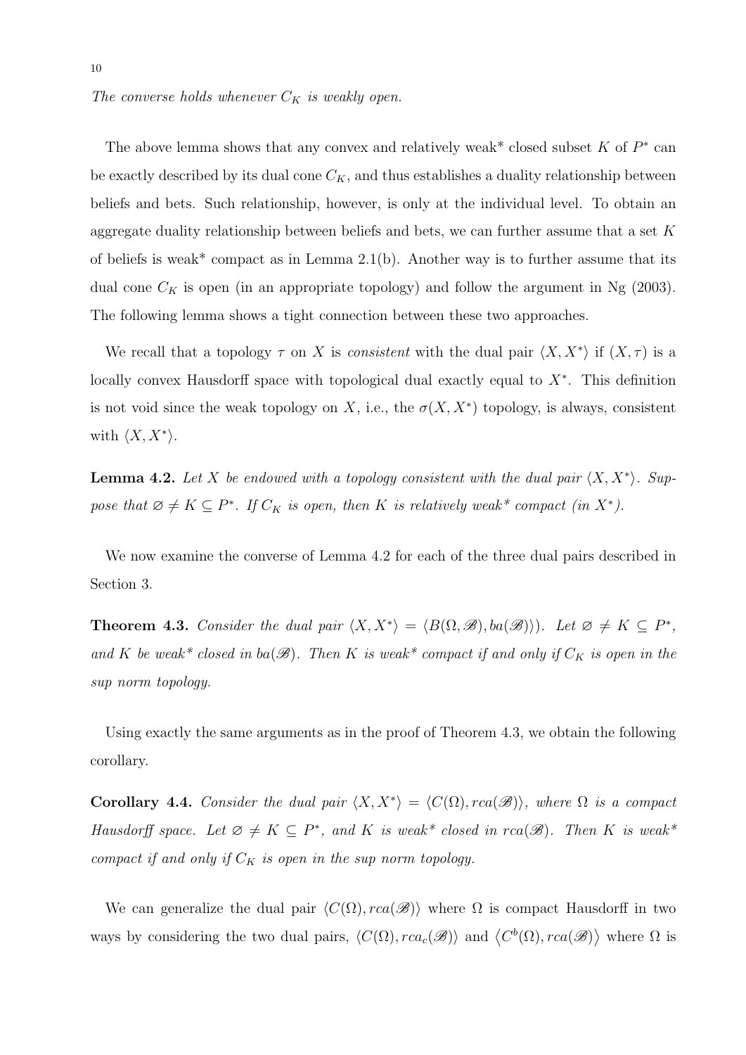*The converse holds whenever $C_K$ is weakly open.*

The above lemma shows that any convex and relatively weak* closed subset $K$ of $P^*$ can be exactly described by its dual cone $C_K$, and thus establishes a duality relationship between beliefs and bets. Such relationship, however, is only at the individual level. To obtain an aggregate duality relationship between beliefs and bets, we can further assume that a set $K$ of beliefs is weak* compact as in Lemma 2.1(b). Another way is to further assume that its dual cone $C_K$ is open (in an appropriate topology) and follow the argument in Ng (2003). The following lemma shows a tight connection between these two approaches.

We recall that a topology $\tau$ on $X$ is *consistent* with the dual pair $\langle X, X^* \rangle$ if $(X, \tau)$ is a locally convex Hausdorff space with topological dual exactly equal to $X^*$. This definition is not void since the weak topology on $X$, i.e., the $\sigma(X, X^*)$ topology, is always, consistent with $\langle X, X^* \rangle$.

**Lemma 4.2.** *Let $X$ be endowed with a topology consistent with the dual pair $\langle X, X^* \rangle$. Suppose that $\varnothing \neq K \subseteq P^*$. If $C_K$ is open, then $K$ is relatively weak* compact (in $X^*$).*

We now examine the converse of Lemma 4.2 for each of the three dual pairs described in Section 3.

**Theorem 4.3.** *Consider the dual pair $\langle X, X^* \rangle = \langle B(\Omega, \mathscr{B}), ba(\mathscr{B}) \rangle)$. Let $\varnothing \neq K \subseteq P^*$, and $K$ be weak* closed in $ba(\mathscr{B})$. Then $K$ is weak* compact if and only if $C_K$ is open in the sup norm topology.*

Using exactly the same arguments as in the proof of Theorem 4.3, we obtain the following corollary.

**Corollary 4.4.** *Consider the dual pair $\langle X, X^* \rangle = \langle C(\Omega), rca(\mathscr{B}) \rangle$, where $\Omega$ is a compact Hausdorff space. Let $\varnothing \neq K \subseteq P^*$, and $K$ is weak* closed in $rca(\mathscr{B})$. Then $K$ is weak* compact if and only if $C_K$ is open in the sup norm topology.*

We can generalize the dual pair $\langle C(\Omega), rca(\mathscr{B}) \rangle$ where $\Omega$ is compact Hausdorff in two ways by considering the two dual pairs, $\langle C(\Omega), rca_c(\mathscr{B}) \rangle$ and $\langle C^b(\Omega), rca(\mathscr{B}) \rangle$ where $\Omega$ is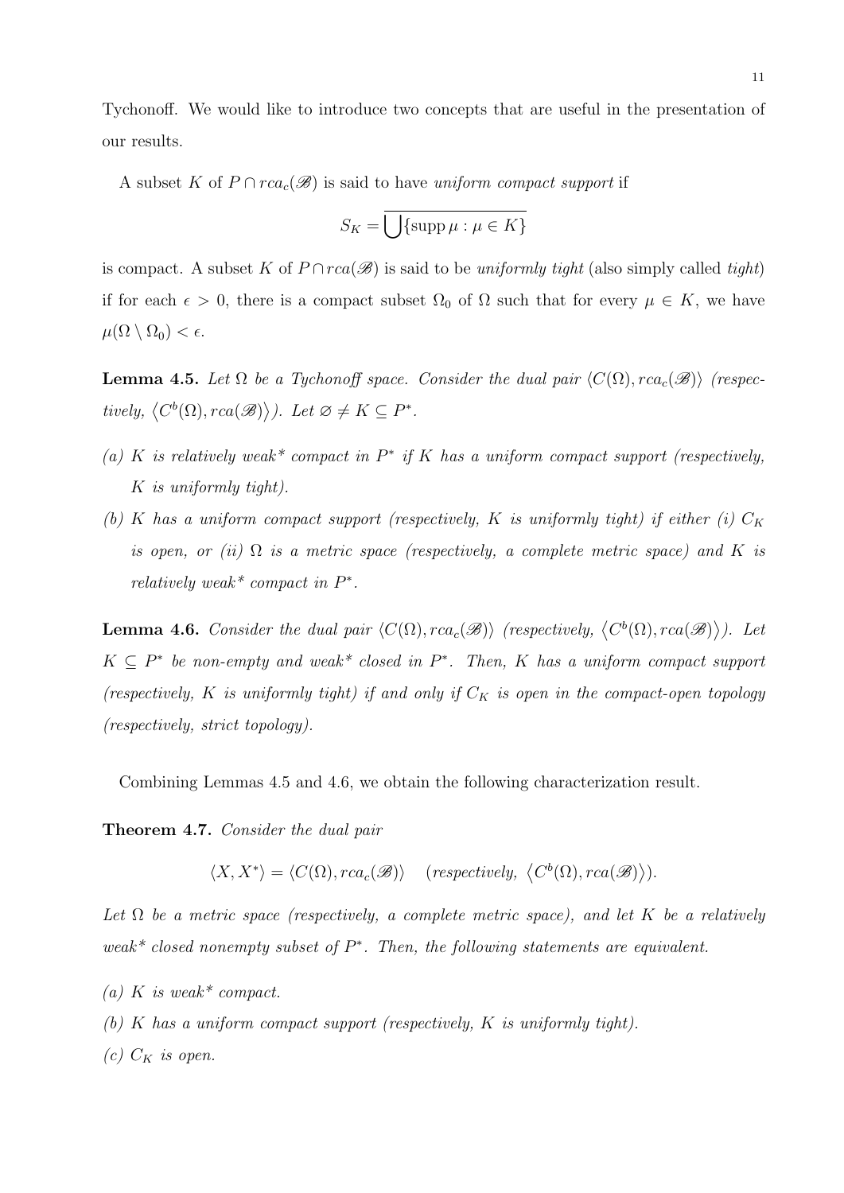Tychonoff. We would like to introduce two concepts that are useful in the presentation of our results.

A subset $K$ of $P \cap rca_c(\mathscr{B})$ is said to have *uniform compact support* if

$$S_K = \overline{\bigcup \{\operatorname{supp} \mu : \mu \in K\}}$$

is compact. A subset $K$ of $P \cap rca(\mathscr{B})$ is said to be *uniformly tight* (also simply called *tight*) if for each $\epsilon > 0$, there is a compact subset $\Omega_0$ of $\Omega$ such that for every $\mu \in K$, we have $\mu(\Omega \setminus \Omega_0) < \epsilon$.

**Lemma 4.5.** *Let $\Omega$ be a Tychonoff space. Consider the dual pair $\langle C(\Omega), rca_c(\mathscr{B})\rangle$ (respectively, $\langle C^b(\Omega), rca(\mathscr{B})\rangle$). Let $\varnothing \neq K \subseteq P^*$.*

*(a) $K$ is relatively weak\* compact in $P^*$ if $K$ has a uniform compact support (respectively, $K$ is uniformly tight).*

*(b) $K$ has a uniform compact support (respectively, $K$ is uniformly tight) if either (i) $C_K$ is open, or (ii) $\Omega$ is a metric space (respectively, a complete metric space) and $K$ is relatively weak\* compact in $P^*$.*

**Lemma 4.6.** *Consider the dual pair $\langle C(\Omega), rca_c(\mathscr{B})\rangle$ (respectively, $\langle C^b(\Omega), rca(\mathscr{B})\rangle$). Let $K \subseteq P^*$ be non-empty and weak\* closed in $P^*$. Then, $K$ has a uniform compact support (respectively, $K$ is uniformly tight) if and only if $C_K$ is open in the compact-open topology (respectively, strict topology).*

Combining Lemmas 4.5 and 4.6, we obtain the following characterization result.

**Theorem 4.7.** *Consider the dual pair*

$$\langle X, X^* \rangle = \langle C(\Omega), rca_c(\mathscr{B})\rangle \quad (\textit{respectively, } \langle C^b(\Omega), rca(\mathscr{B})\rangle).$$

*Let $\Omega$ be a metric space (respectively, a complete metric space), and let $K$ be a relatively weak\* closed nonempty subset of $P^*$. Then, the following statements are equivalent.*

*(a) $K$ is weak\* compact.*

*(b) $K$ has a uniform compact support (respectively, $K$ is uniformly tight).*

*(c) $C_K$ is open.*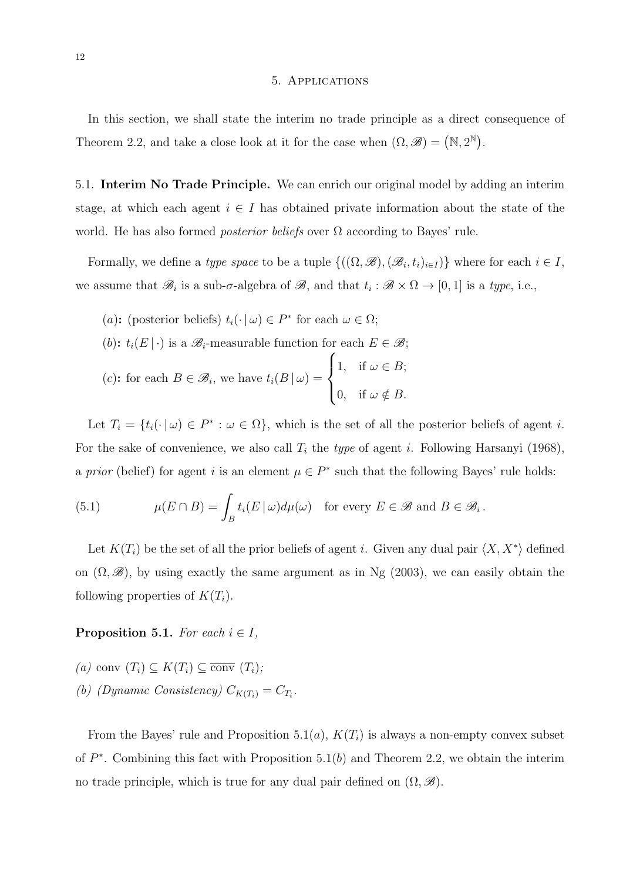## 5. Applications

In this section, we shall state the interim no trade principle as a direct consequence of Theorem 2.2, and take a close look at it for the case when $(\Omega, \mathscr{B}) = \left(\mathbb{N}, 2^{\mathbb{N}}\right)$.

5.1. **Interim No Trade Principle.** We can enrich our original model by adding an interim stage, at which each agent $i \in I$ has obtained private information about the state of the world. He has also formed *posterior beliefs* over $\Omega$ according to Bayes' rule.

Formally, we define a *type space* to be a tuple $\{((\Omega, \mathscr{B}), (\mathscr{B}_i, t_i)_{i \in I})\}$ where for each $i \in I$, we assume that $\mathscr{B}_i$ is a sub-$\sigma$-algebra of $\mathscr{B}$, and that $t_i : \mathscr{B} \times \Omega \to [0,1]$ is a *type*, i.e.,

($a$): (posterior beliefs) $t_i(\cdot \,|\, \omega) \in P^*$ for each $\omega \in \Omega$;

($b$): $t_i(E \,|\, \cdot)$ is a $\mathscr{B}_i$-measurable function for each $E \in \mathscr{B}$;

($c$): for each $B \in \mathscr{B}_i$, we have $t_i(B \,|\, \omega) = \begin{cases} 1, & \text{if } \omega \in B; \\ 0, & \text{if } \omega \notin B. \end{cases}$

Let $T_i = \{t_i(\cdot \,|\, \omega) \in P^* : \omega \in \Omega\}$, which is the set of all the posterior beliefs of agent $i$. For the sake of convenience, we also call $T_i$ the *type* of agent $i$. Following Harsanyi (1968), a *prior* (belief) for agent $i$ is an element $\mu \in P^*$ such that the following Bayes' rule holds:

$$\mu(E \cap B) = \int_B t_i(E \,|\, \omega) d\mu(\omega) \quad \text{for every } E \in \mathscr{B} \text{ and } B \in \mathscr{B}_i \,. \tag{5.1}$$

Let $K(T_i)$ be the set of all the prior beliefs of agent $i$. Given any dual pair $\langle X, X^* \rangle$ defined on $(\Omega, \mathscr{B})$, by using exactly the same argument as in Ng (2003), we can easily obtain the following properties of $K(T_i)$.

**Proposition 5.1.** *For each $i \in I$,*

*(a)* $\operatorname{conv}\,(T_i) \subseteq K(T_i) \subseteq \overline{\operatorname{conv}}\,(T_i)$*;*

*(b) (Dynamic Consistency)* $C_{K(T_i)} = C_{T_i}$.

From the Bayes' rule and Proposition 5.1($a$), $K(T_i)$ is always a non-empty convex subset of $P^*$. Combining this fact with Proposition 5.1($b$) and Theorem 2.2, we obtain the interim no trade principle, which is true for any dual pair defined on $(\Omega, \mathscr{B})$.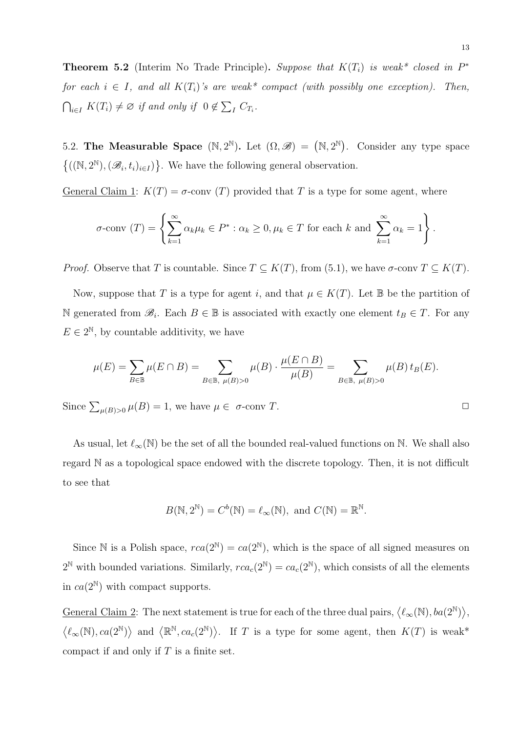**Theorem 5.2** (Interim No Trade Principle). *Suppose that $K(T_i)$ is weak\* closed in $P^*$ for each $i \in I$, and all $K(T_i)$'s are weak\* compact (with possibly one exception). Then, $\bigcap_{i\in I} K(T_i) \neq \varnothing$ if and only if $0 \notin \sum_I C_{T_i}$.*

5.2. **The Measurable Space** $(\mathbb{N}, 2^{\mathbb{N}})$**.** Let $(\Omega, \mathscr{B}) = (\mathbb{N}, 2^{\mathbb{N}})$. Consider any type space $\{((\mathbb{N}, 2^{\mathbb{N}}), (\mathscr{B}_i, t_i)_{i\in I})\}$. We have the following general observation.

General Claim 1: $K(T) = \sigma$-conv $(T)$ provided that $T$ is a type for some agent, where

$$\sigma\text{-conv } (T) = \left\{ \sum_{k=1}^{\infty} \alpha_k \mu_k \in P^* : \alpha_k \geq 0, \mu_k \in T \text{ for each } k \text{ and } \sum_{k=1}^{\infty} \alpha_k = 1 \right\}.$$

*Proof.* Observe that $T$ is countable. Since $T \subseteq K(T)$, from (5.1), we have $\sigma$-conv $T \subseteq K(T)$.

Now, suppose that $T$ is a type for agent $i$, and that $\mu \in K(T)$. Let $\mathbb{B}$ be the partition of $\mathbb{N}$ generated from $\mathscr{B}_i$. Each $B \in \mathbb{B}$ is associated with exactly one element $t_B \in T$. For any $E \in 2^{\mathbb{N}}$, by countable additivity, we have

$$\mu(E) = \sum_{B\in\mathbb{B}} \mu(E \cap B) = \sum_{B\in\mathbb{B},\ \mu(B)>0} \mu(B) \cdot \frac{\mu(E\cap B)}{\mu(B)} = \sum_{B\in\mathbb{B},\ \mu(B)>0} \mu(B)\, t_B(E).$$

Since $\sum_{\mu(B)>0} \mu(B) = 1$, we have $\mu \in$ $\sigma$-conv $T$. □

As usual, let $\ell_\infty(\mathbb{N})$ be the set of all the bounded real-valued functions on $\mathbb{N}$. We shall also regard $\mathbb{N}$ as a topological space endowed with the discrete topology. Then, it is not difficult to see that

$$B(\mathbb{N}, 2^{\mathbb{N}}) = C^b(\mathbb{N}) = \ell_\infty(\mathbb{N}), \text{ and } C(\mathbb{N}) = \mathbb{R}^{\mathbb{N}}.$$

Since $\mathbb{N}$ is a Polish space, $rca(2^{\mathbb{N}}) = ca(2^{\mathbb{N}})$, which is the space of all signed measures on $2^{\mathbb{N}}$ with bounded variations. Similarly, $rca_c(2^{\mathbb{N}}) = ca_c(2^{\mathbb{N}})$, which consists of all the elements in $ca(2^{\mathbb{N}})$ with compact supports.

General Claim 2: The next statement is true for each of the three dual pairs, $\langle \ell_\infty(\mathbb{N}), ba(2^{\mathbb{N}}) \rangle$, $\langle \ell_\infty(\mathbb{N}), ca(2^{\mathbb{N}}) \rangle$ and $\langle \mathbb{R}^{\mathbb{N}}, ca_c(2^{\mathbb{N}}) \rangle$. If $T$ is a type for some agent, then $K(T)$ is weak\* compact if and only if $T$ is a finite set.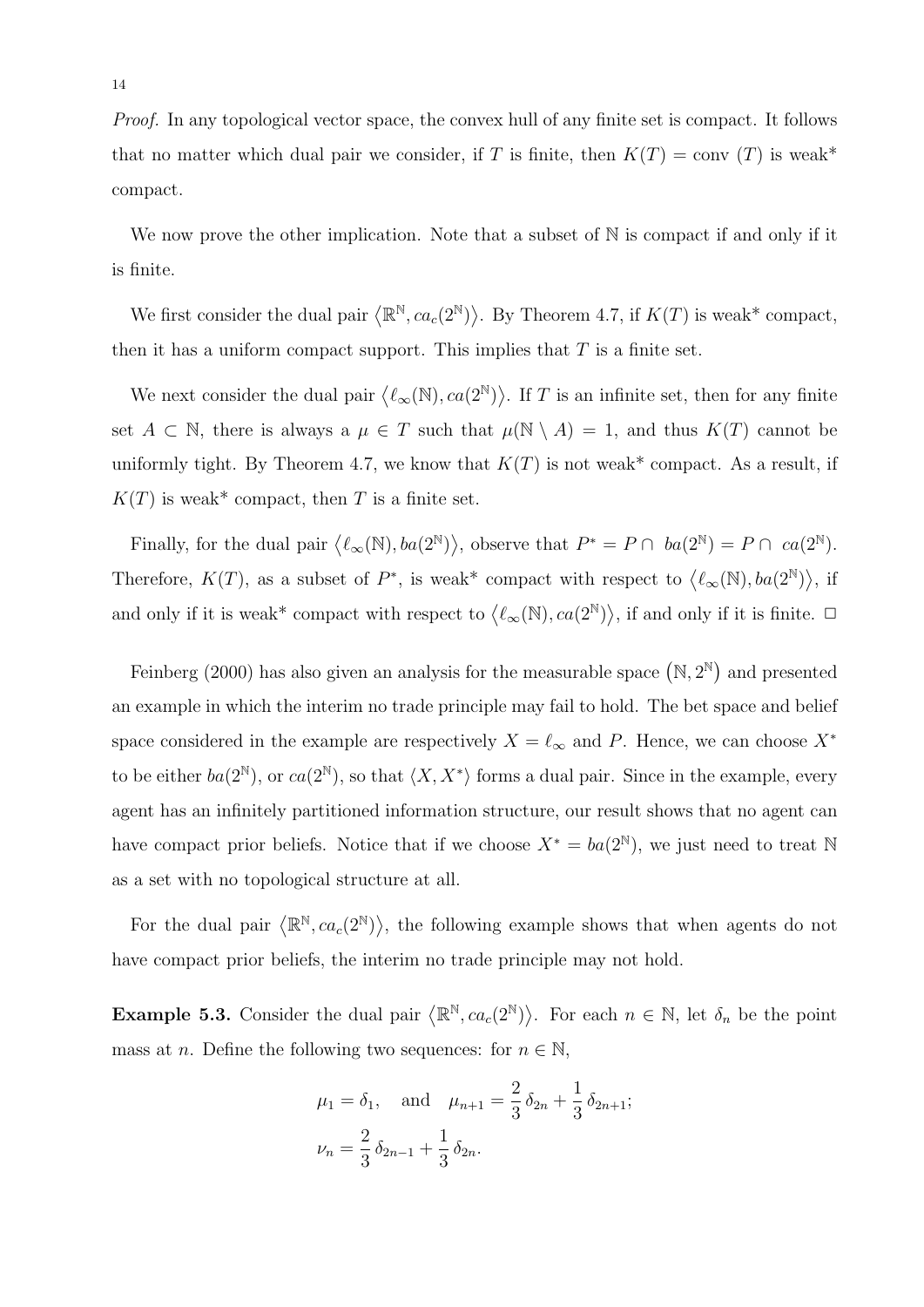*Proof.* In any topological vector space, the convex hull of any finite set is compact. It follows that no matter which dual pair we consider, if $T$ is finite, then $K(T) = \text{conv}\,(T)$ is weak* compact.

We now prove the other implication. Note that a subset of $\mathbb{N}$ is compact if and only if it is finite.

We first consider the dual pair $\langle \mathbb{R}^{\mathbb{N}}, ca_c(2^{\mathbb{N}}) \rangle$. By Theorem 4.7, if $K(T)$ is weak* compact, then it has a uniform compact support. This implies that $T$ is a finite set.

We next consider the dual pair $\langle \ell_\infty(\mathbb{N}), ca(2^{\mathbb{N}}) \rangle$. If $T$ is an infinite set, then for any finite set $A \subset \mathbb{N}$, there is always a $\mu \in T$ such that $\mu(\mathbb{N} \setminus A) = 1$, and thus $K(T)$ cannot be uniformly tight. By Theorem 4.7, we know that $K(T)$ is not weak* compact. As a result, if $K(T)$ is weak* compact, then $T$ is a finite set.

Finally, for the dual pair $\langle \ell_\infty(\mathbb{N}), ba(2^{\mathbb{N}}) \rangle$, observe that $P^* = P \cap\ ba(2^{\mathbb{N}}) = P \cap\ ca(2^{\mathbb{N}})$. Therefore, $K(T)$, as a subset of $P^*$, is weak* compact with respect to $\langle \ell_\infty(\mathbb{N}), ba(2^{\mathbb{N}}) \rangle$, if and only if it is weak* compact with respect to $\langle \ell_\infty(\mathbb{N}), ca(2^{\mathbb{N}}) \rangle$, if and only if it is finite. □

Feinberg (2000) has also given an analysis for the measurable space $(\mathbb{N}, 2^{\mathbb{N}})$ and presented an example in which the interim no trade principle may fail to hold. The bet space and belief space considered in the example are respectively $X = \ell_\infty$ and $P$. Hence, we can choose $X^*$ to be either $ba(2^{\mathbb{N}})$, or $ca(2^{\mathbb{N}})$, so that $\langle X, X^* \rangle$ forms a dual pair. Since in the example, every agent has an infinitely partitioned information structure, our result shows that no agent can have compact prior beliefs. Notice that if we choose $X^* = ba(2^{\mathbb{N}})$, we just need to treat $\mathbb{N}$ as a set with no topological structure at all.

For the dual pair $\langle \mathbb{R}^{\mathbb{N}}, ca_c(2^{\mathbb{N}}) \rangle$, the following example shows that when agents do not have compact prior beliefs, the interim no trade principle may not hold.

**Example 5.3.** Consider the dual pair $\langle \mathbb{R}^{\mathbb{N}}, ca_c(2^{\mathbb{N}}) \rangle$. For each $n \in \mathbb{N}$, let $\delta_n$ be the point mass at $n$. Define the following two sequences: for $n \in \mathbb{N}$,

$$\mu_1 = \delta_1, \quad \text{and} \quad \mu_{n+1} = \frac{2}{3}\,\delta_{2n} + \frac{1}{3}\,\delta_{2n+1};$$
$$\nu_n = \frac{2}{3}\,\delta_{2n-1} + \frac{1}{3}\,\delta_{2n}.$$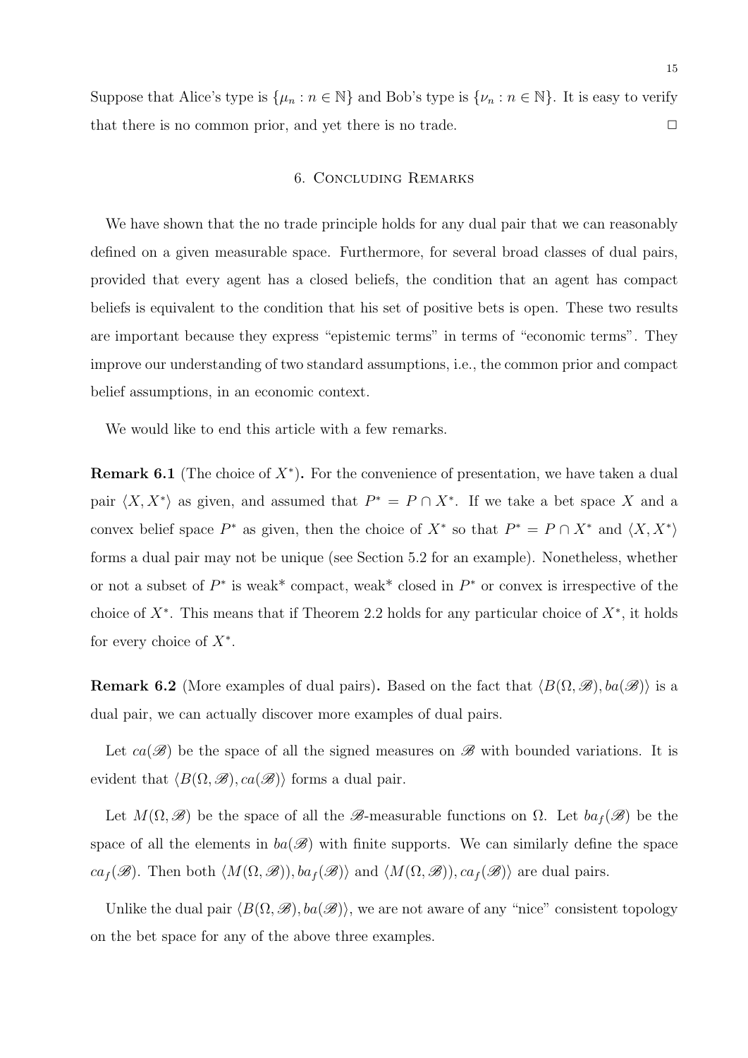Suppose that Alice's type is $\{\mu_n : n \in \mathbb{N}\}$ and Bob's type is $\{\nu_n : n \in \mathbb{N}\}$. It is easy to verify that there is no common prior, and yet there is no trade. $\square$

## 6. Concluding Remarks

We have shown that the no trade principle holds for any dual pair that we can reasonably defined on a given measurable space. Furthermore, for several broad classes of dual pairs, provided that every agent has a closed beliefs, the condition that an agent has compact beliefs is equivalent to the condition that his set of positive bets is open. These two results are important because they express "epistemic terms" in terms of "economic terms". They improve our understanding of two standard assumptions, i.e., the common prior and compact belief assumptions, in an economic context.

We would like to end this article with a few remarks.

**Remark 6.1** (The choice of $X^*$)**.** For the convenience of presentation, we have taken a dual pair $\langle X, X^* \rangle$ as given, and assumed that $P^* = P \cap X^*$. If we take a bet space $X$ and a convex belief space $P^*$ as given, then the choice of $X^*$ so that $P^* = P \cap X^*$ and $\langle X, X^* \rangle$ forms a dual pair may not be unique (see Section 5.2 for an example). Nonetheless, whether or not a subset of $P^*$ is weak* compact, weak* closed in $P^*$ or convex is irrespective of the choice of $X^*$. This means that if Theorem 2.2 holds for any particular choice of $X^*$, it holds for every choice of $X^*$.

**Remark 6.2** (More examples of dual pairs)**.** Based on the fact that $\langle B(\Omega, \mathscr{B}), ba(\mathscr{B}) \rangle$ is a dual pair, we can actually discover more examples of dual pairs.

Let $ca(\mathscr{B})$ be the space of all the signed measures on $\mathscr{B}$ with bounded variations. It is evident that $\langle B(\Omega, \mathscr{B}), ca(\mathscr{B}) \rangle$ forms a dual pair.

Let $M(\Omega, \mathscr{B})$ be the space of all the $\mathscr{B}$-measurable functions on $\Omega$. Let $ba_f(\mathscr{B})$ be the space of all the elements in $ba(\mathscr{B})$ with finite supports. We can similarly define the space $ca_f(\mathscr{B})$. Then both $\langle M(\Omega, \mathscr{B})), ba_f(\mathscr{B}) \rangle$ and $\langle M(\Omega, \mathscr{B})), ca_f(\mathscr{B}) \rangle$ are dual pairs.

Unlike the dual pair $\langle B(\Omega, \mathscr{B}), ba(\mathscr{B}) \rangle$, we are not aware of any "nice" consistent topology on the bet space for any of the above three examples.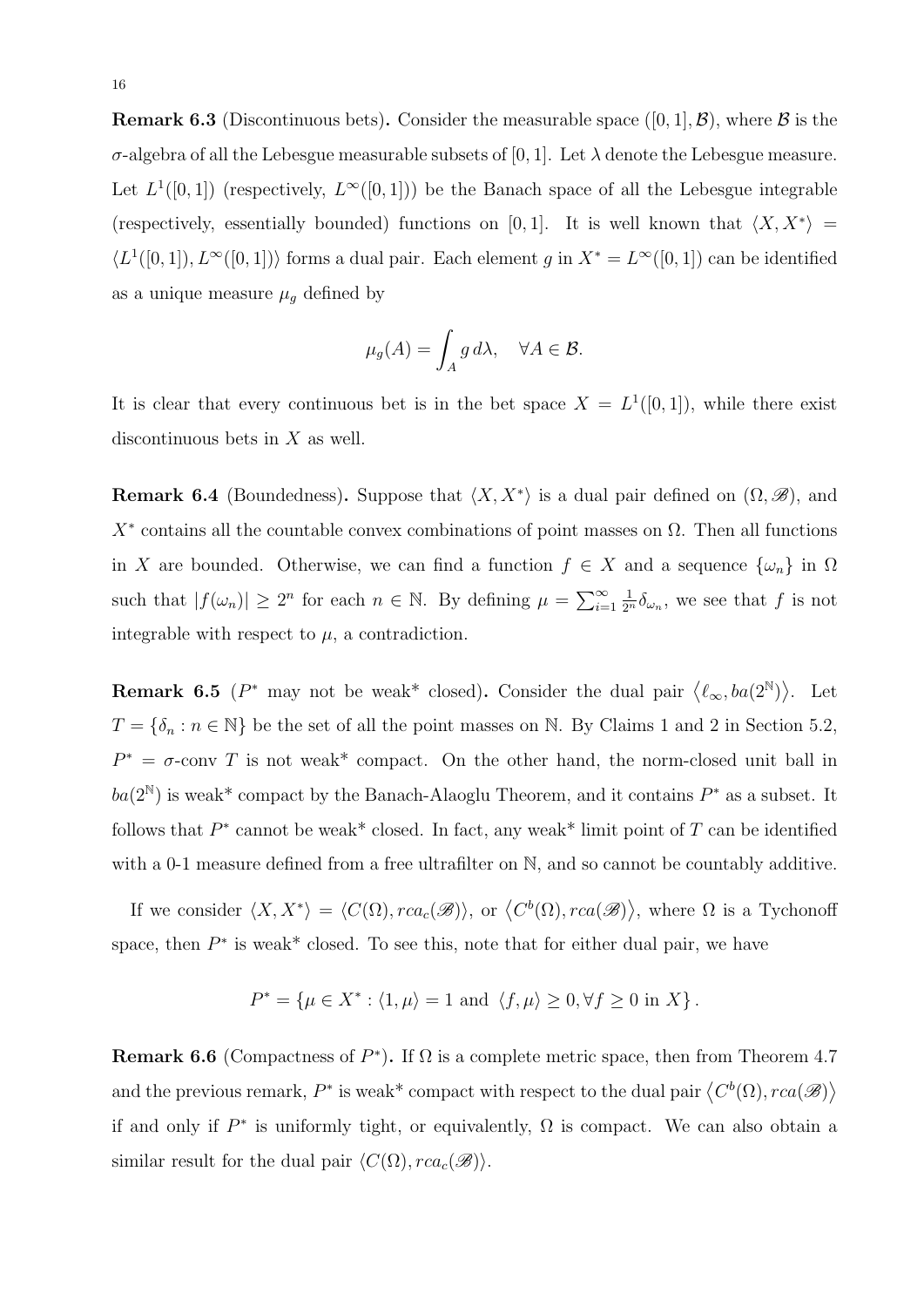**Remark 6.3** (Discontinuous bets)**.** Consider the measurable space $([0,1],\mathcal{B})$, where $\mathcal{B}$ is the $\sigma$-algebra of all the Lebesgue measurable subsets of $[0,1]$. Let $\lambda$ denote the Lebesgue measure. Let $L^1([0,1])$ (respectively, $L^\infty([0,1])$) be the Banach space of all the Lebesgue integrable (respectively, essentially bounded) functions on $[0,1]$. It is well known that $\langle X, X^*\rangle = \langle L^1([0,1]), L^\infty([0,1])\rangle$ forms a dual pair. Each element $g$ in $X^* = L^\infty([0,1])$ can be identified as a unique measure $\mu_g$ defined by

$$\mu_g(A) = \int_A g\, d\lambda, \quad \forall A \in \mathcal{B}.$$

It is clear that every continuous bet is in the bet space $X = L^1([0,1])$, while there exist discontinuous bets in $X$ as well.

**Remark 6.4** (Boundedness)**.** Suppose that $\langle X, X^*\rangle$ is a dual pair defined on $(\Omega, \mathscr{B})$, and $X^*$ contains all the countable convex combinations of point masses on $\Omega$. Then all functions in $X$ are bounded. Otherwise, we can find a function $f \in X$ and a sequence $\{\omega_n\}$ in $\Omega$ such that $|f(\omega_n)| \geq 2^n$ for each $n \in \mathbb{N}$. By defining $\mu = \sum_{i=1}^{\infty} \frac{1}{2^n}\delta_{\omega_n}$, we see that $f$ is not integrable with respect to $\mu$, a contradiction.

**Remark 6.5** ($P^*$ may not be weak* closed)**.** Consider the dual pair $\left\langle \ell_\infty, ba(2^{\mathbb{N}})\right\rangle$. Let $T = \{\delta_n : n \in \mathbb{N}\}$ be the set of all the point masses on $\mathbb{N}$. By Claims 1 and 2 in Section 5.2, $P^* = \sigma\text{-conv } T$ is not weak* compact. On the other hand, the norm-closed unit ball in $ba(2^{\mathbb{N}})$ is weak* compact by the Banach-Alaoglu Theorem, and it contains $P^*$ as a subset. It follows that $P^*$ cannot be weak* closed. In fact, any weak* limit point of $T$ can be identified with a 0-1 measure defined from a free ultrafilter on $\mathbb{N}$, and so cannot be countably additive.

If we consider $\langle X, X^*\rangle = \langle C(\Omega), rca_c(\mathscr{B})\rangle$, or $\left\langle C^b(\Omega), rca(\mathscr{B})\right\rangle$, where $\Omega$ is a Tychonoff space, then $P^*$ is weak* closed. To see this, note that for either dual pair, we have

$$P^* = \{\mu \in X^* : \langle 1, \mu\rangle = 1 \text{ and } \langle f, \mu\rangle \geq 0, \forall f \geq 0 \text{ in } X\}.$$

**Remark 6.6** (Compactness of $P^*$)**.** If $\Omega$ is a complete metric space, then from Theorem 4.7 and the previous remark, $P^*$ is weak* compact with respect to the dual pair $\left\langle C^b(\Omega), rca(\mathscr{B})\right\rangle$ if and only if $P^*$ is uniformly tight, or equivalently, $\Omega$ is compact. We can also obtain a similar result for the dual pair $\langle C(\Omega), rca_c(\mathscr{B})\rangle$.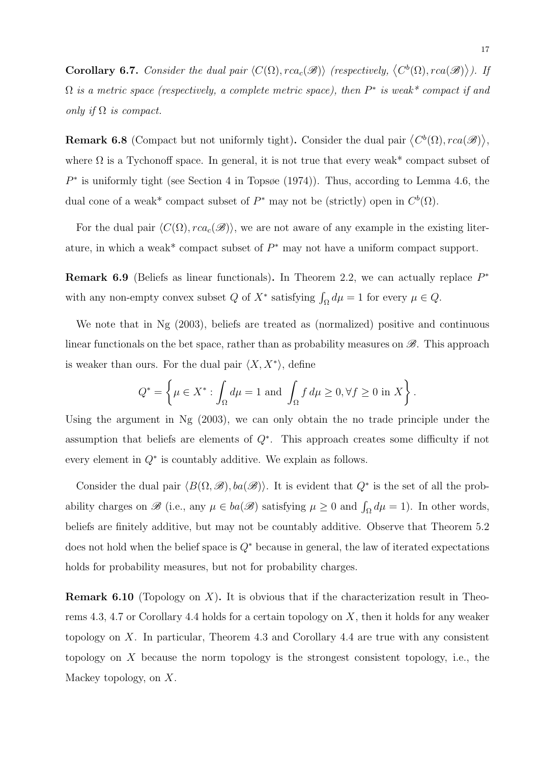**Corollary 6.7.** *Consider the dual pair $\langle C(\Omega), rca_c(\mathscr{B})\rangle$ (respectively, $\langle C^b(\Omega), rca(\mathscr{B})\rangle$). If $\Omega$ is a metric space (respectively, a complete metric space), then $P^*$ is weak\* compact if and only if $\Omega$ is compact.*

**Remark 6.8** (Compact but not uniformly tight)**.** Consider the dual pair $\langle C^b(\Omega), rca(\mathscr{B})\rangle$, where $\Omega$ is a Tychonoff space. In general, it is not true that every weak* compact subset of $P^*$ is uniformly tight (see Section 4 in Topsøe (1974)). Thus, according to Lemma 4.6, the dual cone of a weak* compact subset of $P^*$ may not be (strictly) open in $C^b(\Omega)$.

For the dual pair $\langle C(\Omega), rca_c(\mathscr{B})\rangle$, we are not aware of any example in the existing literature, in which a weak* compact subset of $P^*$ may not have a uniform compact support.

**Remark 6.9** (Beliefs as linear functionals)**.** In Theorem 2.2, we can actually replace $P^*$ with any non-empty convex subset $Q$ of $X^*$ satisfying $\int_\Omega d\mu = 1$ for every $\mu \in Q$.

We note that in Ng (2003), beliefs are treated as (normalized) positive and continuous linear functionals on the bet space, rather than as probability measures on $\mathscr{B}$. This approach is weaker than ours. For the dual pair $\langle X, X^*\rangle$, define

$$Q^* = \left\{ \mu \in X^* : \int_\Omega d\mu = 1 \text{ and } \int_\Omega f \, d\mu \geq 0, \forall f \geq 0 \text{ in } X \right\}.$$

Using the argument in Ng (2003), we can only obtain the no trade principle under the assumption that beliefs are elements of $Q^*$. This approach creates some difficulty if not every element in $Q^*$ is countably additive. We explain as follows.

Consider the dual pair $\langle B(\Omega, \mathscr{B}), ba(\mathscr{B})\rangle$. It is evident that $Q^*$ is the set of all the probability charges on $\mathscr{B}$ (i.e., any $\mu \in ba(\mathscr{B})$ satisfying $\mu \geq 0$ and $\int_\Omega d\mu = 1$). In other words, beliefs are finitely additive, but may not be countably additive. Observe that Theorem 5.2 does not hold when the belief space is $Q^*$ because in general, the law of iterated expectations holds for probability measures, but not for probability charges.

**Remark 6.10** (Topology on $X$)**.** It is obvious that if the characterization result in Theorems 4.3, 4.7 or Corollary 4.4 holds for a certain topology on $X$, then it holds for any weaker topology on $X$. In particular, Theorem 4.3 and Corollary 4.4 are true with any consistent topology on $X$ because the norm topology is the strongest consistent topology, i.e., the Mackey topology, on $X$.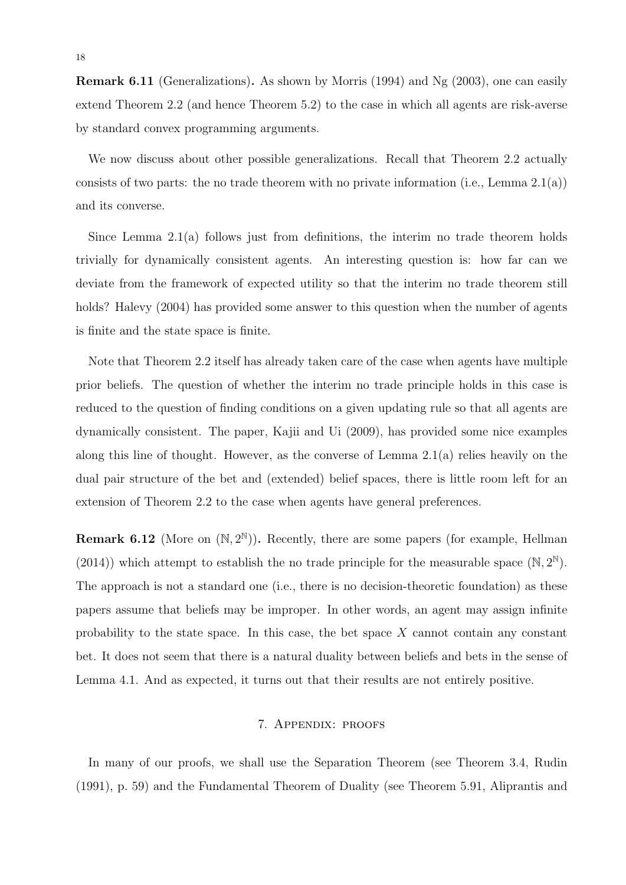**Remark 6.11** (Generalizations)**.** As shown by Morris (1994) and Ng (2003), one can easily extend Theorem 2.2 (and hence Theorem 5.2) to the case in which all agents are risk-averse by standard convex programming arguments.

We now discuss about other possible generalizations. Recall that Theorem 2.2 actually consists of two parts: the no trade theorem with no private information (i.e., Lemma 2.1(a)) and its converse.

Since Lemma 2.1(a) follows just from definitions, the interim no trade theorem holds trivially for dynamically consistent agents. An interesting question is: how far can we deviate from the framework of expected utility so that the interim no trade theorem still holds? Halevy (2004) has provided some answer to this question when the number of agents is finite and the state space is finite.

Note that Theorem 2.2 itself has already taken care of the case when agents have multiple prior beliefs. The question of whether the interim no trade principle holds in this case is reduced to the question of finding conditions on a given updating rule so that all agents are dynamically consistent. The paper, Kajii and Ui (2009), has provided some nice examples along this line of thought. However, as the converse of Lemma 2.1(a) relies heavily on the dual pair structure of the bet and (extended) belief spaces, there is little room left for an extension of Theorem 2.2 to the case when agents have general preferences.

**Remark 6.12** (More on $(\mathbb{N}, 2^{\mathbb{N}})$)**.** Recently, there are some papers (for example, Hellman (2014)) which attempt to establish the no trade principle for the measurable space $(\mathbb{N}, 2^{\mathbb{N}})$. The approach is not a standard one (i.e., there is no decision-theoretic foundation) as these papers assume that beliefs may be improper. In other words, an agent may assign infinite probability to the state space. In this case, the bet space $X$ cannot contain any constant bet. It does not seem that there is a natural duality between beliefs and bets in the sense of Lemma 4.1. And as expected, it turns out that their results are not entirely positive.

## 7. Appendix: proofs

In many of our proofs, we shall use the Separation Theorem (see Theorem 3.4, Rudin (1991), p. 59) and the Fundamental Theorem of Duality (see Theorem 5.91, Aliprantis and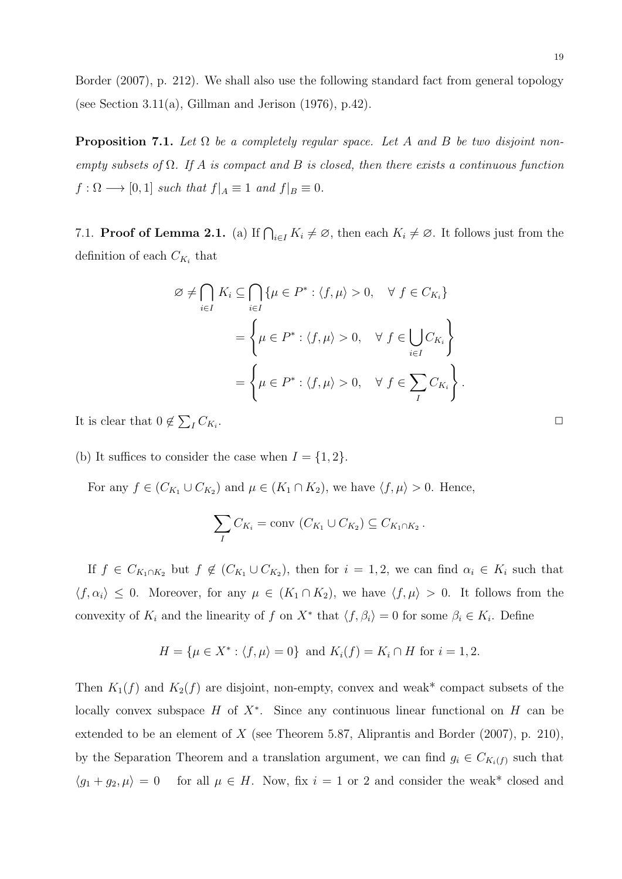Border (2007), p. 212). We shall also use the following standard fact from general topology (see Section 3.11(a), Gillman and Jerison (1976), p.42).

**Proposition 7.1.** *Let $\Omega$ be a completely regular space. Let $A$ and $B$ be two disjoint non-empty subsets of $\Omega$. If $A$ is compact and $B$ is closed, then there exists a continuous function $f : \Omega \longrightarrow [0,1]$ such that $f|_A \equiv 1$ and $f|_B \equiv 0$.*

7.1. **Proof of Lemma 2.1.** (a) If $\bigcap_{i\in I} K_i \neq \varnothing$, then each $K_i \neq \varnothing$. It follows just from the definition of each $C_{K_i}$ that

$$
\begin{aligned}
\varnothing \neq \bigcap_{i\in I} K_i \subseteq \bigcap_{i\in I} \{\mu \in P^* : \langle f, \mu\rangle > 0, \quad \forall\ f \in C_{K_i}\} \\
= \left\{\mu \in P^* : \langle f, \mu\rangle > 0, \quad \forall\ f \in \bigcup_{i\in I} C_{K_i}\right\} \\
= \left\{\mu \in P^* : \langle f, \mu\rangle > 0, \quad \forall\ f \in \sum_I C_{K_i}\right\}.
\end{aligned}
$$

It is clear that $0 \notin \sum_I C_{K_i}$. □

(b) It suffices to consider the case when $I = \{1, 2\}$.

For any $f \in (C_{K_1} \cup C_{K_2})$ and $\mu \in (K_1 \cap K_2)$, we have $\langle f, \mu\rangle > 0$. Hence,

$$
\sum_I C_{K_i} = \text{conv } (C_{K_1} \cup C_{K_2}) \subseteq C_{K_1\cap K_2}\,.
$$

If $f \in C_{K_1\cap K_2}$ but $f \notin (C_{K_1} \cup C_{K_2})$, then for $i = 1, 2$, we can find $\alpha_i \in K_i$ such that $\langle f, \alpha_i\rangle \leq 0$. Moreover, for any $\mu \in (K_1 \cap K_2)$, we have $\langle f, \mu\rangle > 0$. It follows from the convexity of $K_i$ and the linearity of $f$ on $X^*$ that $\langle f, \beta_i\rangle = 0$ for some $\beta_i \in K_i$. Define

$$
H = \{\mu \in X^* : \langle f, \mu\rangle = 0\} \text{ and } K_i(f) = K_i \cap H \text{ for } i = 1, 2.
$$

Then $K_1(f)$ and $K_2(f)$ are disjoint, non-empty, convex and weak* compact subsets of the locally convex subspace $H$ of $X^*$. Since any continuous linear functional on $H$ can be extended to be an element of $X$ (see Theorem 5.87, Aliprantis and Border (2007), p. 210), by the Separation Theorem and a translation argument, we can find $g_i \in C_{K_i(f)}$ such that $\langle g_1 + g_2, \mu\rangle = 0$ for all $\mu \in H$. Now, fix $i = 1$ or $2$ and consider the weak* closed and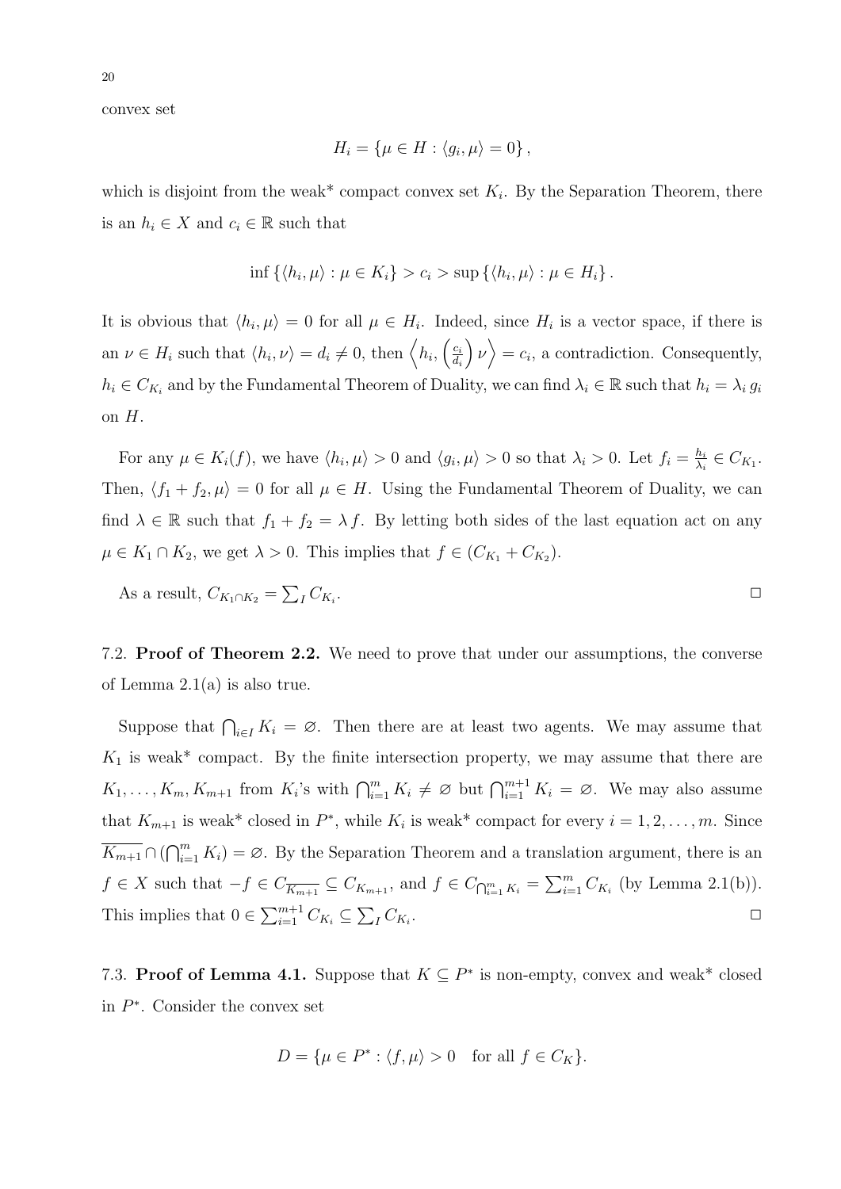convex set

$$H_i = \{\mu \in H : \langle g_i, \mu \rangle = 0\},$$

which is disjoint from the weak* compact convex set $K_i$. By the Separation Theorem, there is an $h_i \in X$ and $c_i \in \mathbb{R}$ such that

$$\inf \{\langle h_i, \mu \rangle : \mu \in K_i\} > c_i > \sup \{\langle h_i, \mu \rangle : \mu \in H_i\}.$$

It is obvious that $\langle h_i, \mu \rangle = 0$ for all $\mu \in H_i$. Indeed, since $H_i$ is a vector space, if there is an $\nu \in H_i$ such that $\langle h_i, \nu \rangle = d_i \neq 0$, then $\left\langle h_i, \left(\frac{c_i}{d_i}\right) \nu \right\rangle = c_i$, a contradiction. Consequently, $h_i \in C_{K_i}$ and by the Fundamental Theorem of Duality, we can find $\lambda_i \in \mathbb{R}$ such that $h_i = \lambda_i \, g_i$ on $H$.

For any $\mu \in K_i(f)$, we have $\langle h_i, \mu \rangle > 0$ and $\langle g_i, \mu \rangle > 0$ so that $\lambda_i > 0$. Let $f_i = \frac{h_i}{\lambda_i} \in C_{K_1}$. Then, $\langle f_1 + f_2, \mu \rangle = 0$ for all $\mu \in H$. Using the Fundamental Theorem of Duality, we can find $\lambda \in \mathbb{R}$ such that $f_1 + f_2 = \lambda \, f$. By letting both sides of the last equation act on any $\mu \in K_1 \cap K_2$, we get $\lambda > 0$. This implies that $f \in (C_{K_1} + C_{K_2})$.

As a result, $C_{K_1 \cap K_2} = \sum_I C_{K_i}$. □

7.2. **Proof of Theorem 2.2.** We need to prove that under our assumptions, the converse of Lemma 2.1(a) is also true.

Suppose that $\bigcap_{i \in I} K_i = \varnothing$. Then there are at least two agents. We may assume that $K_1$ is weak* compact. By the finite intersection property, we may assume that there are $K_1, \ldots, K_m, K_{m+1}$ from $K_i$'s with $\bigcap_{i=1}^{m} K_i \neq \varnothing$ but $\bigcap_{i=1}^{m+1} K_i = \varnothing$. We may also assume that $K_{m+1}$ is weak* closed in $P^*$, while $K_i$ is weak* compact for every $i = 1, 2, \ldots, m$. Since $\overline{K_{m+1}} \cap (\bigcap_{i=1}^{m} K_i) = \varnothing$. By the Separation Theorem and a translation argument, there is an $f \in X$ such that $-f \in C_{\overline{K_{m+1}}} \subseteq C_{K_{m+1}}$, and $f \in C_{\bigcap_{i=1}^{m} K_i} = \sum_{i=1}^{m} C_{K_i}$ (by Lemma 2.1(b)). This implies that $0 \in \sum_{i=1}^{m+1} C_{K_i} \subseteq \sum_I C_{K_i}$. □

7.3. **Proof of Lemma 4.1.** Suppose that $K \subseteq P^*$ is non-empty, convex and weak* closed in $P^*$. Consider the convex set

$$D = \{\mu \in P^* : \langle f, \mu \rangle > 0 \quad \text{for all } f \in C_K\}.$$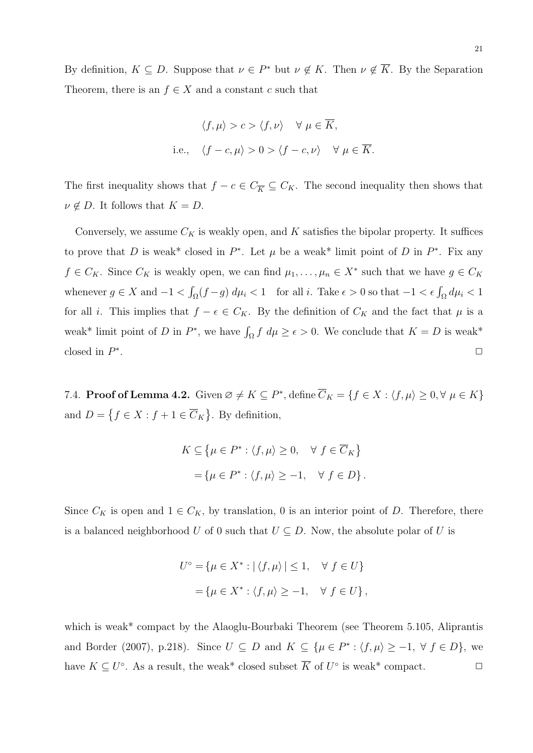By definition, $K \subseteq D$. Suppose that $\nu \in P^*$ but $\nu \notin K$. Then $\nu \notin \overline{K}$. By the Separation Theorem, there is an $f \in X$ and a constant $c$ such that

$$\langle f, \mu \rangle > c > \langle f, \nu \rangle \quad \forall \ \mu \in \overline{K},$$

$$\text{i.e.,} \quad \langle f - c, \mu \rangle > 0 > \langle f - c, \nu \rangle \quad \forall \ \mu \in \overline{K}.$$

The first inequality shows that $f - c \in C_{\overline{K}} \subseteq C_K$. The second inequality then shows that $\nu \notin D$. It follows that $K = D$.

Conversely, we assume $C_K$ is weakly open, and $K$ satisfies the bipolar property. It suffices to prove that $D$ is weak* closed in $P^*$. Let $\mu$ be a weak* limit point of $D$ in $P^*$. Fix any $f \in C_K$. Since $C_K$ is weakly open, we can find $\mu_1, \ldots, \mu_n \in X^*$ such that we have $g \in C_K$ whenever $g \in X$ and $-1 < \int_\Omega (f - g) \, d\mu_i < 1$ for all $i$. Take $\epsilon > 0$ so that $-1 < \epsilon \int_\Omega d\mu_i < 1$ for all $i$. This implies that $f - \epsilon \in C_K$. By the definition of $C_K$ and the fact that $\mu$ is a weak* limit point of $D$ in $P^*$, we have $\int_\Omega f \ d\mu \geq \epsilon > 0$. We conclude that $K = D$ is weak* closed in $P^*$. $\square$

7.4. **Proof of Lemma 4.2.** Given $\varnothing \neq K \subseteq P^*$, define $\overline{C}_K = \{f \in X : \langle f, \mu \rangle \geq 0, \forall \ \mu \in K\}$ and $D = \left\{f \in X : f + 1 \in \overline{C}_K\right\}$. By definition,

$$\begin{aligned} K &\subseteq \left\{\mu \in P^* : \langle f, \mu \rangle \geq 0, \quad \forall \ f \in \overline{C}_K\right\} \\ &= \left\{\mu \in P^* : \langle f, \mu \rangle \geq -1, \quad \forall \ f \in D\right\}. \end{aligned}$$

Since $C_K$ is open and $1 \in C_K$, by translation, 0 is an interior point of $D$. Therefore, there is a balanced neighborhood $U$ of 0 such that $U \subseteq D$. Now, the absolute polar of $U$ is

$$\begin{aligned} U^\circ &= \left\{\mu \in X^* : |\, \langle f, \mu \rangle \,| \leq 1, \quad \forall \ f \in U\right\} \\ &= \left\{\mu \in X^* : \langle f, \mu \rangle \geq -1, \quad \forall \ f \in U\right\}, \end{aligned}$$

which is weak* compact by the Alaoglu-Bourbaki Theorem (see Theorem 5.105, Aliprantis and Border (2007), p.218). Since $U \subseteq D$ and $K \subseteq \{\mu \in P^* : \langle f, \mu \rangle \geq -1, \ \forall \ f \in D\}$, we have $K \subseteq U^\circ$. As a result, the weak* closed subset $\overline{K}$ of $U^\circ$ is weak* compact. $\square$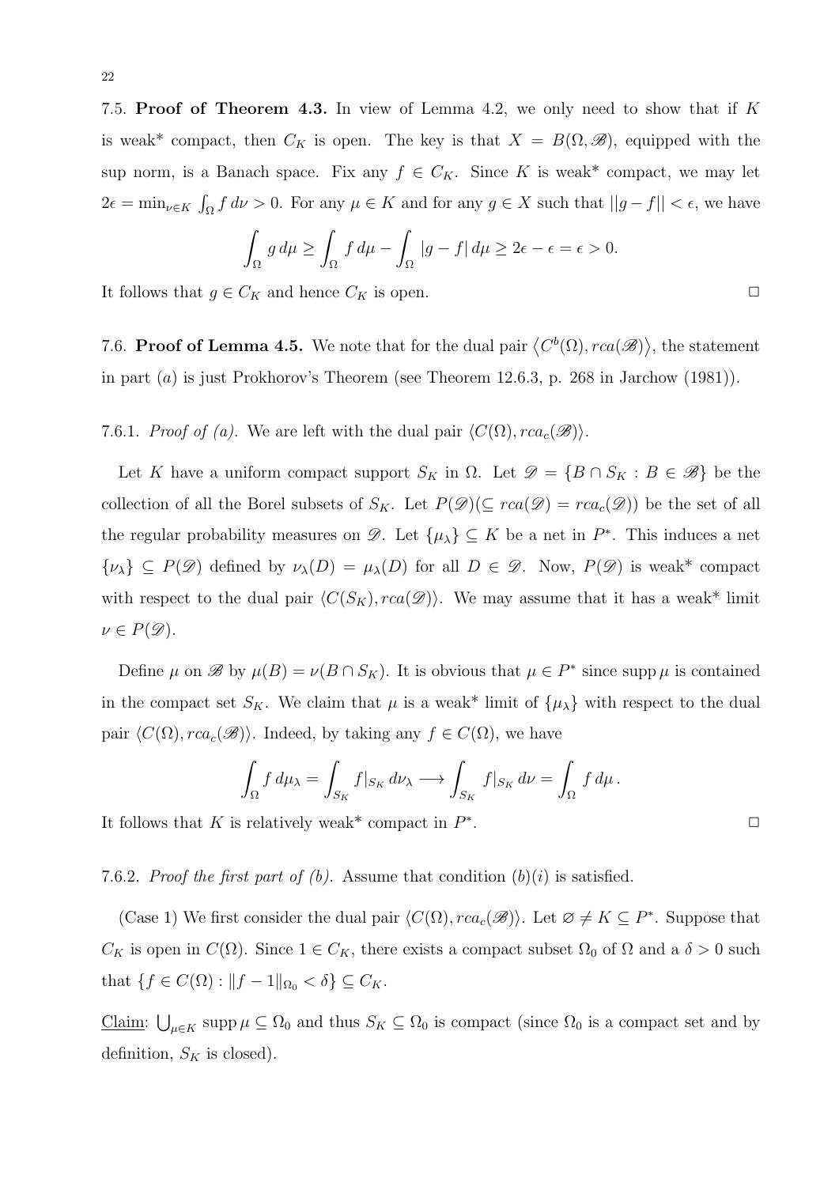7.5. **Proof of Theorem 4.3.** In view of Lemma 4.2, we only need to show that if $K$ is weak* compact, then $C_K$ is open. The key is that $X = B(\Omega, \mathscr{B})$, equipped with the sup norm, is a Banach space. Fix any $f \in C_K$. Since $K$ is weak* compact, we may let $2\epsilon = \min_{\nu \in K} \int_\Omega f \, d\nu > 0$. For any $\mu \in K$ and for any $g \in X$ such that $||g - f|| < \epsilon$, we have

$$\int_\Omega g \, d\mu \geq \int_\Omega f \, d\mu - \int_\Omega |g - f| \, d\mu \geq 2\epsilon - \epsilon = \epsilon > 0.$$

It follows that $g \in C_K$ and hence $C_K$ is open. □

7.6. **Proof of Lemma 4.5.** We note that for the dual pair $\langle C^b(\Omega), rca(\mathscr{B}) \rangle$, the statement in part $(a)$ is just Prokhorov's Theorem (see Theorem 12.6.3, p. 268 in Jarchow (1981)).

7.6.1. *Proof of (a).* We are left with the dual pair $\langle C(\Omega), rca_c(\mathscr{B}) \rangle$.

Let $K$ have a uniform compact support $S_K$ in $\Omega$. Let $\mathscr{D} = \{B \cap S_K : B \in \mathscr{B}\}$ be the collection of all the Borel subsets of $S_K$. Let $P(\mathscr{D}) (\subseteq rca(\mathscr{D}) = rca_c(\mathscr{D}))$ be the set of all the regular probability measures on $\mathscr{D}$. Let $\{\mu_\lambda\} \subseteq K$ be a net in $P^*$. This induces a net $\{\nu_\lambda\} \subseteq P(\mathscr{D})$ defined by $\nu_\lambda(D) = \mu_\lambda(D)$ for all $D \in \mathscr{D}$. Now, $P(\mathscr{D})$ is weak* compact with respect to the dual pair $\langle C(S_K), rca(\mathscr{D}) \rangle$. We may assume that it has a weak* limit $\nu \in P(\mathscr{D})$.

Define $\mu$ on $\mathscr{B}$ by $\mu(B) = \nu(B \cap S_K)$. It is obvious that $\mu \in P^*$ since $\operatorname{supp} \mu$ is contained in the compact set $S_K$. We claim that $\mu$ is a weak* limit of $\{\mu_\lambda\}$ with respect to the dual pair $\langle C(\Omega), rca_c(\mathscr{B}) \rangle$. Indeed, by taking any $f \in C(\Omega)$, we have

$$\int_\Omega f \, d\mu_\lambda = \int_{S_K} f|_{S_K} \, d\nu_\lambda \longrightarrow \int_{S_K} f|_{S_K} \, d\nu = \int_\Omega f \, d\mu \, .$$

It follows that $K$ is relatively weak* compact in $P^*$. □

7.6.2. *Proof the first part of (b).* Assume that condition $(b)(i)$ is satisfied.

(Case 1) We first consider the dual pair $\langle C(\Omega), rca_c(\mathscr{B}) \rangle$. Let $\varnothing \neq K \subseteq P^*$. Suppose that $C_K$ is open in $C(\Omega)$. Since $1 \in C_K$, there exists a compact subset $\Omega_0$ of $\Omega$ and a $\delta > 0$ such that $\{f \in C(\Omega) : \|f - 1\|_{\Omega_0} < \delta\} \subseteq C_K$.

<u>Claim</u>: $\bigcup_{\mu \in K} \operatorname{supp} \mu \subseteq \Omega_0$ and thus $S_K \subseteq \Omega_0$ is compact (since $\Omega_0$ is a compact set and by definition, $S_K$ is closed).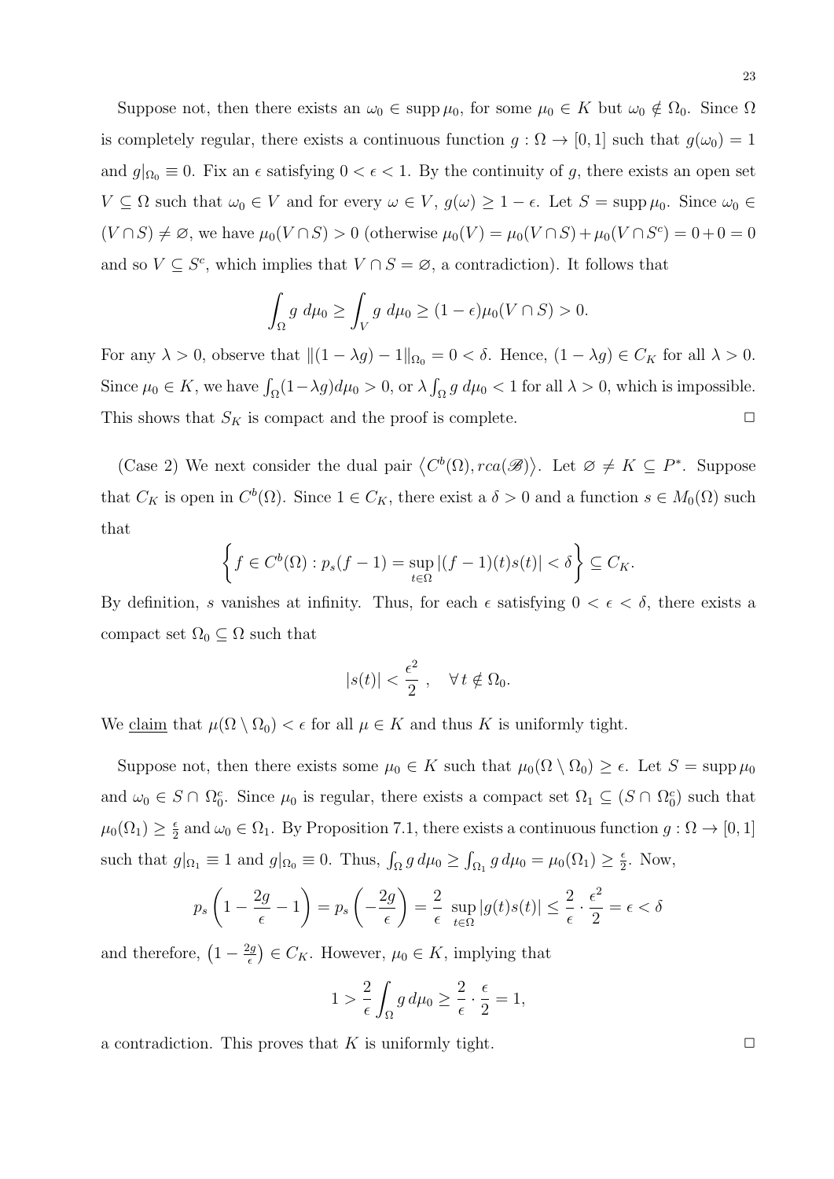Suppose not, then there exists an $\omega_0 \in \operatorname{supp}\mu_0$, for some $\mu_0 \in K$ but $\omega_0 \notin \Omega_0$. Since $\Omega$ is completely regular, there exists a continuous function $g : \Omega \to [0, 1]$ such that $g(\omega_0) = 1$ and $g|_{\Omega_0} \equiv 0$. Fix an $\epsilon$ satisfying $0 < \epsilon < 1$. By the continuity of $g$, there exists an open set $V \subseteq \Omega$ such that $\omega_0 \in V$ and for every $\omega \in V$, $g(\omega) \geq 1 - \epsilon$. Let $S = \operatorname{supp}\mu_0$. Since $\omega_0 \in (V \cap S) \neq \varnothing$, we have $\mu_0(V \cap S) > 0$ (otherwise $\mu_0(V) = \mu_0(V \cap S) + \mu_0(V \cap S^c) = 0 + 0 = 0$ and so $V \subseteq S^c$, which implies that $V \cap S = \varnothing$, a contradiction). It follows that

$$\int_\Omega g \; d\mu_0 \geq \int_V g \; d\mu_0 \geq (1 - \epsilon)\mu_0(V \cap S) > 0.$$

For any $\lambda > 0$, observe that $\|(1 - \lambda g) - 1\|_{\Omega_0} = 0 < \delta$. Hence, $(1 - \lambda g) \in C_K$ for all $\lambda > 0$. Since $\mu_0 \in K$, we have $\int_\Omega (1 - \lambda g) d\mu_0 > 0$, or $\lambda \int_\Omega g \; d\mu_0 < 1$ for all $\lambda > 0$, which is impossible. This shows that $S_K$ is compact and the proof is complete. $\square$

(Case 2) We next consider the dual pair $\langle C^b(\Omega), rca(\mathscr{B})\rangle$. Let $\varnothing \neq K \subseteq P^*$. Suppose that $C_K$ is open in $C^b(\Omega)$. Since $1 \in C_K$, there exist a $\delta > 0$ and a function $s \in M_0(\Omega)$ such that

$$\left\{ f \in C^b(\Omega) : p_s(f - 1) = \sup_{t \in \Omega} |(f - 1)(t)s(t)| < \delta \right\} \subseteq C_K.$$

By definition, $s$ vanishes at infinity. Thus, for each $\epsilon$ satisfying $0 < \epsilon < \delta$, there exists a compact set $\Omega_0 \subseteq \Omega$ such that

$$|s(t)| < \frac{\epsilon^2}{2}\,, \quad \forall\, t \notin \Omega_0.$$

We <u>claim</u> that $\mu(\Omega \setminus \Omega_0) < \epsilon$ for all $\mu \in K$ and thus $K$ is uniformly tight.

Suppose not, then there exists some $\mu_0 \in K$ such that $\mu_0(\Omega \setminus \Omega_0) \geq \epsilon$. Let $S = \operatorname{supp}\mu_0$ and $\omega_0 \in S \cap \Omega_0^c$. Since $\mu_0$ is regular, there exists a compact set $\Omega_1 \subseteq (S \cap \Omega_0^c)$ such that $\mu_0(\Omega_1) \geq \frac{\epsilon}{2}$ and $\omega_0 \in \Omega_1$. By Proposition 7.1, there exists a continuous function $g : \Omega \to [0, 1]$ such that $g|_{\Omega_1} \equiv 1$ and $g|_{\Omega_0} \equiv 0$. Thus, $\int_\Omega g \, d\mu_0 \geq \int_{\Omega_1} g \, d\mu_0 = \mu_0(\Omega_1) \geq \frac{\epsilon}{2}$. Now,

$$p_s\left(1 - \frac{2g}{\epsilon} - 1\right) = p_s\left(-\frac{2g}{\epsilon}\right) = \frac{2}{\epsilon} \sup_{t \in \Omega} |g(t)s(t)| \leq \frac{2}{\epsilon} \cdot \frac{\epsilon^2}{2} = \epsilon < \delta$$

and therefore, $\left(1 - \frac{2g}{\epsilon}\right) \in C_K$. However, $\mu_0 \in K$, implying that

$$1 > \frac{2}{\epsilon} \int_\Omega g \, d\mu_0 \geq \frac{2}{\epsilon} \cdot \frac{\epsilon}{2} = 1,$$

a contradiction. This proves that $K$ is uniformly tight. $\square$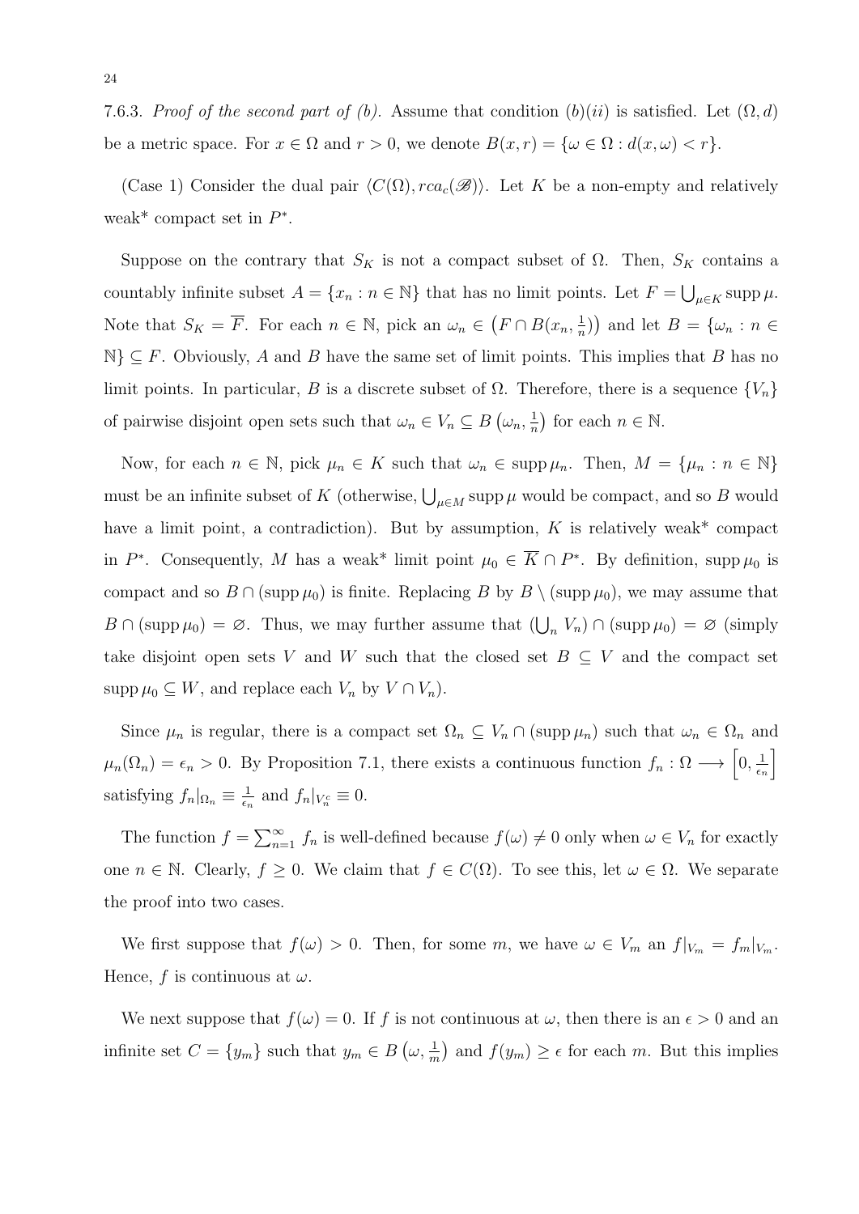7.6.3. *Proof of the second part of (b).* Assume that condition $(b)(ii)$ is satisfied. Let $(\Omega, d)$ be a metric space. For $x \in \Omega$ and $r > 0$, we denote $B(x, r) = \{\omega \in \Omega : d(x, \omega) < r\}$.

(Case 1) Consider the dual pair $\langle C(\Omega), rca_c(\mathscr{B})\rangle$. Let $K$ be a non-empty and relatively weak* compact set in $P^*$.

Suppose on the contrary that $S_K$ is not a compact subset of $\Omega$. Then, $S_K$ contains a countably infinite subset $A = \{x_n : n \in \mathbb{N}\}$ that has no limit points. Let $F = \bigcup_{\mu \in K} \operatorname{supp} \mu$. Note that $S_K = \overline{F}$. For each $n \in \mathbb{N}$, pick an $\omega_n \in \left(F \cap B(x_n, \frac{1}{n})\right)$ and let $B = \{\omega_n : n \in \mathbb{N}\} \subseteq F$. Obviously, $A$ and $B$ have the same set of limit points. This implies that $B$ has no limit points. In particular, $B$ is a discrete subset of $\Omega$. Therefore, there is a sequence $\{V_n\}$ of pairwise disjoint open sets such that $\omega_n \in V_n \subseteq B\left(\omega_n, \frac{1}{n}\right)$ for each $n \in \mathbb{N}$.

Now, for each $n \in \mathbb{N}$, pick $\mu_n \in K$ such that $\omega_n \in \operatorname{supp} \mu_n$. Then, $M = \{\mu_n : n \in \mathbb{N}\}$ must be an infinite subset of $K$ (otherwise, $\bigcup_{\mu \in M} \operatorname{supp} \mu$ would be compact, and so $B$ would have a limit point, a contradiction). But by assumption, $K$ is relatively weak* compact in $P^*$. Consequently, $M$ has a weak* limit point $\mu_0 \in \overline{K} \cap P^*$. By definition, $\operatorname{supp} \mu_0$ is compact and so $B \cap (\operatorname{supp} \mu_0)$ is finite. Replacing $B$ by $B \setminus (\operatorname{supp} \mu_0)$, we may assume that $B \cap (\operatorname{supp} \mu_0) = \varnothing$. Thus, we may further assume that $(\bigcup_n V_n) \cap (\operatorname{supp} \mu_0) = \varnothing$ (simply take disjoint open sets $V$ and $W$ such that the closed set $B \subseteq V$ and the compact set $\operatorname{supp} \mu_0 \subseteq W$, and replace each $V_n$ by $V \cap V_n$).

Since $\mu_n$ is regular, there is a compact set $\Omega_n \subseteq V_n \cap (\operatorname{supp} \mu_n)$ such that $\omega_n \in \Omega_n$ and $\mu_n(\Omega_n) = \epsilon_n > 0$. By Proposition 7.1, there exists a continuous function $f_n : \Omega \longrightarrow \left[0, \frac{1}{\epsilon_n}\right]$ satisfying $f_n|_{\Omega_n} \equiv \frac{1}{\epsilon_n}$ and $f_n|_{V_n^c} \equiv 0$.

The function $f = \sum_{n=1}^{\infty} f_n$ is well-defined because $f(\omega) \neq 0$ only when $\omega \in V_n$ for exactly one $n \in \mathbb{N}$. Clearly, $f \geq 0$. We claim that $f \in C(\Omega)$. To see this, let $\omega \in \Omega$. We separate the proof into two cases.

We first suppose that $f(\omega) > 0$. Then, for some $m$, we have $\omega \in V_m$ an $f|_{V_m} = f_m|_{V_m}$. Hence, $f$ is continuous at $\omega$.

We next suppose that $f(\omega) = 0$. If $f$ is not continuous at $\omega$, then there is an $\epsilon > 0$ and an infinite set $C = \{y_m\}$ such that $y_m \in B\left(\omega, \frac{1}{m}\right)$ and $f(y_m) \geq \epsilon$ for each $m$. But this implies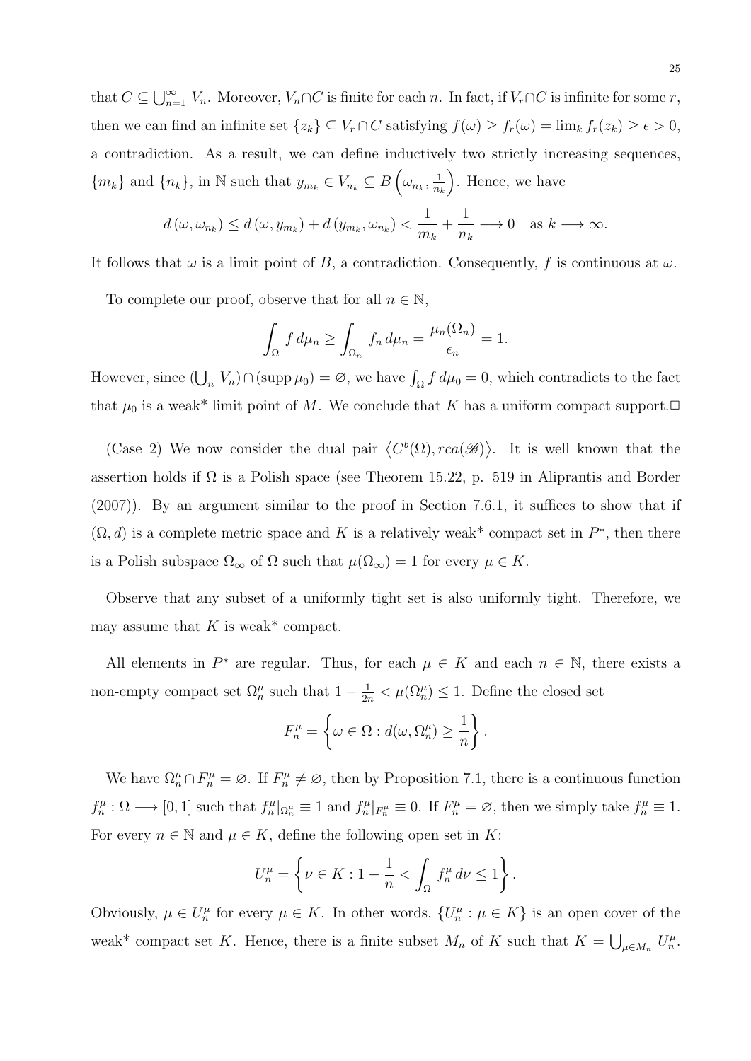that $C \subseteq \bigcup_{n=1}^{\infty} V_n$. Moreover, $V_n \cap C$ is finite for each $n$. In fact, if $V_r \cap C$ is infinite for some $r$, then we can find an infinite set $\{z_k\} \subseteq V_r \cap C$ satisfying $f(\omega) \geq f_r(\omega) = \lim_k f_r(z_k) \geq \epsilon > 0$, a contradiction. As a result, we can define inductively two strictly increasing sequences, $\{m_k\}$ and $\{n_k\}$, in $\mathbb{N}$ such that $y_{m_k} \in V_{n_k} \subseteq B\left(\omega_{n_k}, \frac{1}{n_k}\right)$. Hence, we have

$$d\left(\omega, \omega_{n_k}\right) \leq d\left(\omega, y_{m_k}\right) + d\left(y_{m_k}, \omega_{n_k}\right) < \frac{1}{m_k} + \frac{1}{n_k} \longrightarrow 0 \quad \text{as } k \longrightarrow \infty.$$

It follows that $\omega$ is a limit point of $B$, a contradiction. Consequently, $f$ is continuous at $\omega$.

To complete our proof, observe that for all $n \in \mathbb{N}$,

$$\int_{\Omega} f \, d\mu_n \geq \int_{\Omega_n} f_n \, d\mu_n = \frac{\mu_n(\Omega_n)}{\epsilon_n} = 1.$$

However, since $(\bigcup_n V_n) \cap (\operatorname{supp} \mu_0) = \varnothing$, we have $\int_{\Omega} f \, d\mu_0 = 0$, which contradicts to the fact that $\mu_0$ is a weak* limit point of $M$. We conclude that $K$ has a uniform compact support.□

(Case 2) We now consider the dual pair $\langle C^b(\Omega), rca(\mathscr{B}) \rangle$. It is well known that the assertion holds if $\Omega$ is a Polish space (see Theorem 15.22, p. 519 in Aliprantis and Border (2007)). By an argument similar to the proof in Section 7.6.1, it suffices to show that if $(\Omega, d)$ is a complete metric space and $K$ is a relatively weak* compact set in $P^*$, then there is a Polish subspace $\Omega_\infty$ of $\Omega$ such that $\mu(\Omega_\infty) = 1$ for every $\mu \in K$.

Observe that any subset of a uniformly tight set is also uniformly tight. Therefore, we may assume that $K$ is weak* compact.

All elements in $P^*$ are regular. Thus, for each $\mu \in K$ and each $n \in \mathbb{N}$, there exists a non-empty compact set $\Omega_n^\mu$ such that $1 - \frac{1}{2n} < \mu(\Omega_n^\mu) \leq 1$. Define the closed set

$$F_n^\mu = \left\{ \omega \in \Omega : d(\omega, \Omega_n^\mu) \geq \frac{1}{n} \right\}.$$

We have $\Omega_n^\mu \cap F_n^\mu = \varnothing$. If $F_n^\mu \neq \varnothing$, then by Proposition 7.1, there is a continuous function $f_n^\mu : \Omega \longrightarrow [0, 1]$ such that $f_n^\mu|_{\Omega_n^\mu} \equiv 1$ and $f_n^\mu|_{F_n^\mu} \equiv 0$. If $F_n^\mu = \varnothing$, then we simply take $f_n^\mu \equiv 1$. For every $n \in \mathbb{N}$ and $\mu \in K$, define the following open set in $K$:

$$U_n^\mu = \left\{ \nu \in K : 1 - \frac{1}{n} < \int_{\Omega} f_n^\mu \, d\nu \leq 1 \right\}.$$

Obviously, $\mu \in U_n^\mu$ for every $\mu \in K$. In other words, $\{U_n^\mu : \mu \in K\}$ is an open cover of the weak* compact set $K$. Hence, there is a finite subset $M_n$ of $K$ such that $K = \bigcup_{\mu \in M_n} U_n^\mu$.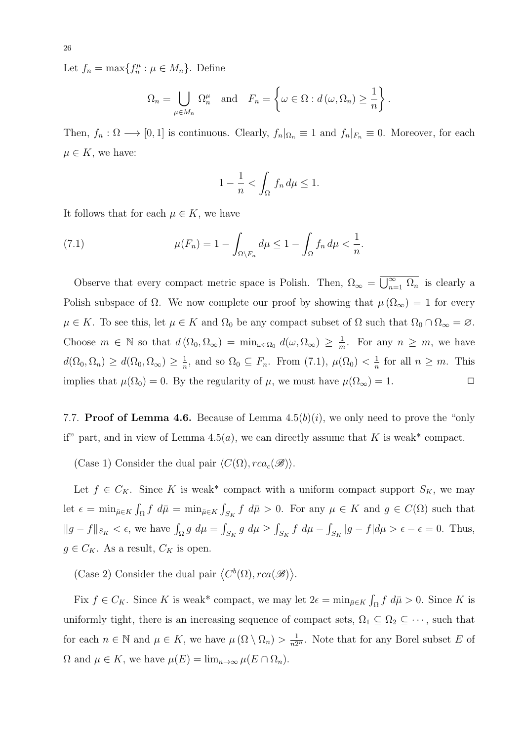Let $f_n = \max\{f_n^\mu : \mu \in M_n\}$. Define

$$\Omega_n = \bigcup_{\mu \in M_n} \Omega_n^\mu \quad \text{and} \quad F_n = \left\{ \omega \in \Omega : d\left(\omega, \Omega_n\right) \geq \frac{1}{n} \right\}.$$

Then, $f_n : \Omega \longrightarrow [0,1]$ is continuous. Clearly, $f_n|_{\Omega_n} \equiv 1$ and $f_n|_{F_n} \equiv 0$. Moreover, for each $\mu \in K$, we have:

$$1 - \frac{1}{n} < \int_\Omega f_n \, d\mu \leq 1.$$

It follows that for each $\mu \in K$, we have

$$\mu(F_n) = 1 - \int_{\Omega \setminus F_n} d\mu \leq 1 - \int_\Omega f_n \, d\mu < \frac{1}{n}. \tag{7.1}$$

Observe that every compact metric space is Polish. Then, $\Omega_\infty = \overline{\bigcup_{n=1}^\infty \Omega_n}$ is clearly a Polish subspace of $\Omega$. We now complete our proof by showing that $\mu\left(\Omega_\infty\right) = 1$ for every $\mu \in K$. To see this, let $\mu \in K$ and $\Omega_0$ be any compact subset of $\Omega$ such that $\Omega_0 \cap \Omega_\infty = \varnothing$. Choose $m \in \mathbb{N}$ so that $d\left(\Omega_0, \Omega_\infty\right) = \min_{\omega \in \Omega_0} d(\omega, \Omega_\infty) \geq \frac{1}{m}$. For any $n \geq m$, we have $d(\Omega_0, \Omega_n) \geq d(\Omega_0, \Omega_\infty) \geq \frac{1}{n}$, and so $\Omega_0 \subseteq F_n$. From (7.1), $\mu(\Omega_0) < \frac{1}{n}$ for all $n \geq m$. This implies that $\mu(\Omega_0) = 0$. By the regularity of $\mu$, we must have $\mu(\Omega_\infty) = 1$. $\square$

7.7. **Proof of Lemma 4.6.** Because of Lemma 4.5$(b)(i)$, we only need to prove the "only if" part, and in view of Lemma 4.5$(a)$, we can directly assume that $K$ is weak* compact.

(Case 1) Consider the dual pair $\langle C(\Omega), rca_c(\mathscr{B})\rangle$.

Let $f \in C_K$. Since $K$ is weak* compact with a uniform compact support $S_K$, we may let $\epsilon = \min_{\bar\mu \in K} \int_\Omega f \; d\bar\mu = \min_{\bar\mu \in K} \int_{S_K} f \; d\bar\mu > 0$. For any $\mu \in K$ and $g \in C(\Omega)$ such that $\|g - f\|_{S_K} < \epsilon$, we have $\int_\Omega g \; d\mu = \int_{S_K} g \; d\mu \geq \int_{S_K} f \; d\mu - \int_{S_K} |g - f| d\mu > \epsilon - \epsilon = 0$. Thus, $g \in C_K$. As a result, $C_K$ is open.

(Case 2) Consider the dual pair $\left\langle C^b(\Omega), rca(\mathscr{B})\right\rangle$.

Fix $f \in C_K$. Since $K$ is weak* compact, we may let $2\epsilon = \min_{\bar\mu \in K} \int_\Omega f \; d\bar\mu > 0$. Since $K$ is uniformly tight, there is an increasing sequence of compact sets, $\Omega_1 \subseteq \Omega_2 \subseteq \cdots$, such that for each $n \in \mathbb{N}$ and $\mu \in K$, we have $\mu\left(\Omega \setminus \Omega_n\right) > \frac{1}{n2^n}$. Note that for any Borel subset $E$ of $\Omega$ and $\mu \in K$, we have $\mu(E) = \lim_{n\to\infty} \mu(E \cap \Omega_n)$.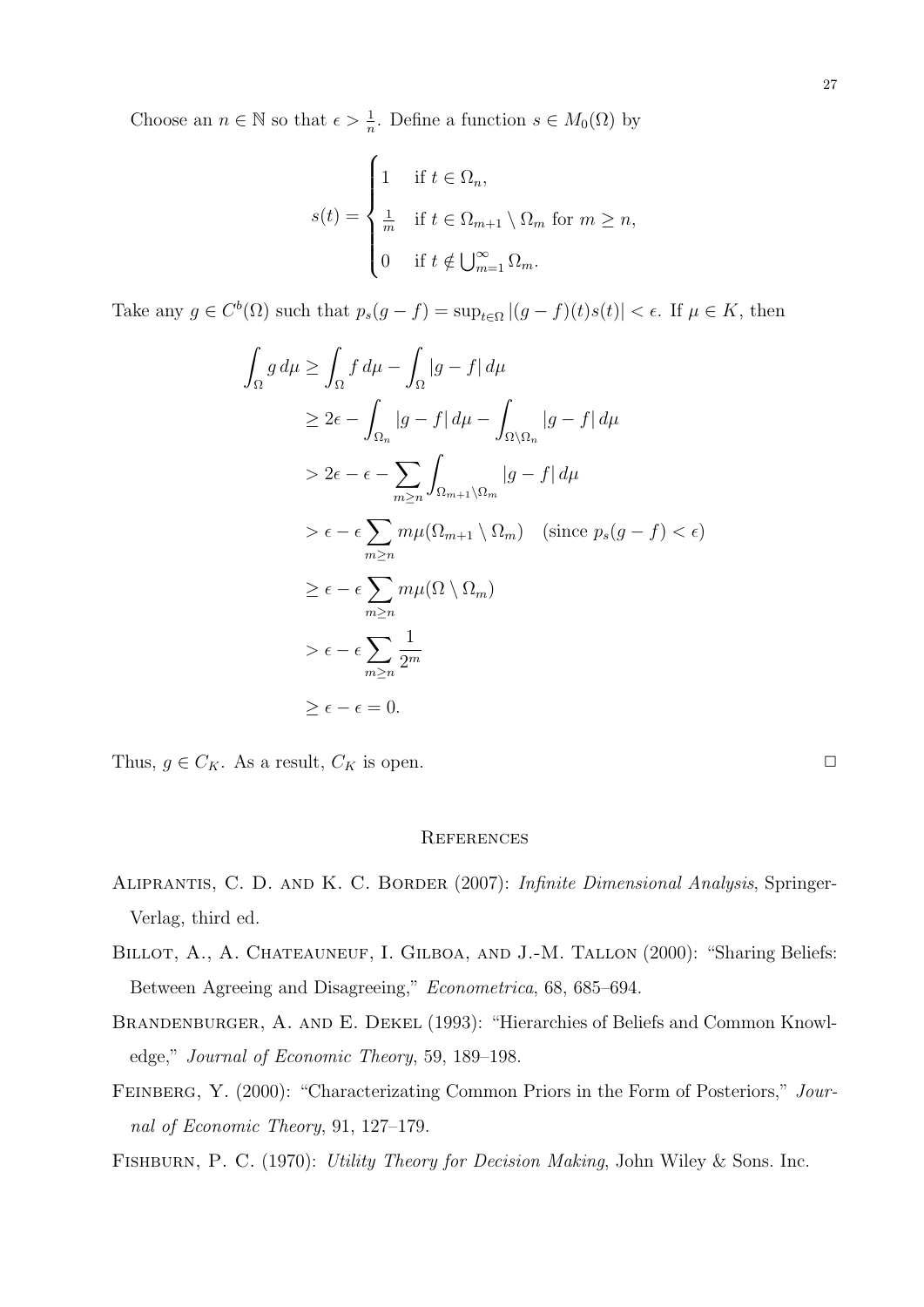Choose an $n \in \mathbb{N}$ so that $\epsilon > \frac{1}{n}$. Define a function $s \in M_0(\Omega)$ by

$$s(t) = \begin{cases} 1 & \text{if } t \in \Omega_n, \\ \frac{1}{m} & \text{if } t \in \Omega_{m+1} \setminus \Omega_m \text{ for } m \geq n, \\ 0 & \text{if } t \notin \bigcup_{m=1}^{\infty} \Omega_m. \end{cases}$$

Take any $g \in C^b(\Omega)$ such that $p_s(g - f) = \sup_{t \in \Omega} |(g - f)(t)s(t)| < \epsilon$. If $\mu \in K$, then

$$\begin{aligned}
\int_\Omega g \, d\mu &\geq \int_\Omega f \, d\mu - \int_\Omega |g - f| \, d\mu \\
&\geq 2\epsilon - \int_{\Omega_n} |g - f| \, d\mu - \int_{\Omega \setminus \Omega_n} |g - f| \, d\mu \\
&> 2\epsilon - \epsilon - \sum_{m \geq n} \int_{\Omega_{m+1} \setminus \Omega_m} |g - f| \, d\mu \\
&> \epsilon - \epsilon \sum_{m \geq n} m\mu(\Omega_{m+1} \setminus \Omega_m) \quad (\text{since } p_s(g - f) < \epsilon) \\
&\geq \epsilon - \epsilon \sum_{m \geq n} m\mu(\Omega \setminus \Omega_m) \\
&> \epsilon - \epsilon \sum_{m \geq n} \frac{1}{2^m} \\
&\geq \epsilon - \epsilon = 0.
\end{aligned}$$

Thus, $g \in C_K$. As a result, $C_K$ is open. □

## References

Aliprantis, C. D. and K. C. Border (2007): *Infinite Dimensional Analysis*, Springer-Verlag, third ed.

Billot, A., A. Chateauneuf, I. Gilboa, and J.-M. Tallon (2000): "Sharing Beliefs: Between Agreeing and Disagreeing," *Econometrica*, 68, 685–694.

Brandenburger, A. and E. Dekel (1993): "Hierarchies of Beliefs and Common Knowledge," *Journal of Economic Theory*, 59, 189–198.

Feinberg, Y. (2000): "Characterizating Common Priors in the Form of Posteriors," *Journal of Economic Theory*, 91, 127–179.

Fishburn, P. C. (1970): *Utility Theory for Decision Making*, John Wiley & Sons. Inc.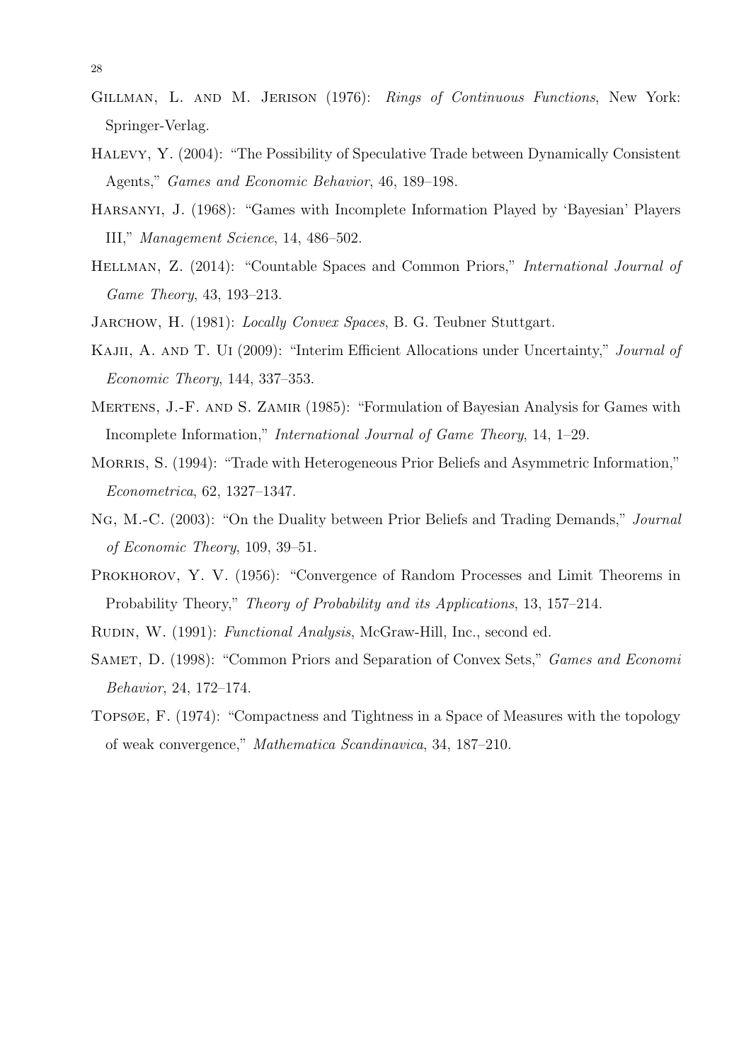Gillman, L. and M. Jerison (1976): *Rings of Continuous Functions*, New York: Springer-Verlag.

Halevy, Y. (2004): "The Possibility of Speculative Trade between Dynamically Consistent Agents," *Games and Economic Behavior*, 46, 189–198.

Harsanyi, J. (1968): "Games with Incomplete Information Played by 'Bayesian' Players III," *Management Science*, 14, 486–502.

Hellman, Z. (2014): "Countable Spaces and Common Priors," *International Journal of Game Theory*, 43, 193–213.

Jarchow, H. (1981): *Locally Convex Spaces*, B. G. Teubner Stuttgart.

Kajii, A. and T. Ui (2009): "Interim Efficient Allocations under Uncertainty," *Journal of Economic Theory*, 144, 337–353.

Mertens, J.-F. and S. Zamir (1985): "Formulation of Bayesian Analysis for Games with Incomplete Information," *International Journal of Game Theory*, 14, 1–29.

Morris, S. (1994): "Trade with Heterogeneous Prior Beliefs and Asymmetric Information," *Econometrica*, 62, 1327–1347.

Ng, M.-C. (2003): "On the Duality between Prior Beliefs and Trading Demands," *Journal of Economic Theory*, 109, 39–51.

Prokhorov, Y. V. (1956): "Convergence of Random Processes and Limit Theorems in Probability Theory," *Theory of Probability and its Applications*, 13, 157–214.

Rudin, W. (1991): *Functional Analysis*, McGraw-Hill, Inc., second ed.

Samet, D. (1998): "Common Priors and Separation of Convex Sets," *Games and Economi Behavior*, 24, 172–174.

Topsøe, F. (1974): "Compactness and Tightness in a Space of Measures with the topology of weak convergence," *Mathematica Scandinavica*, 34, 187–210.